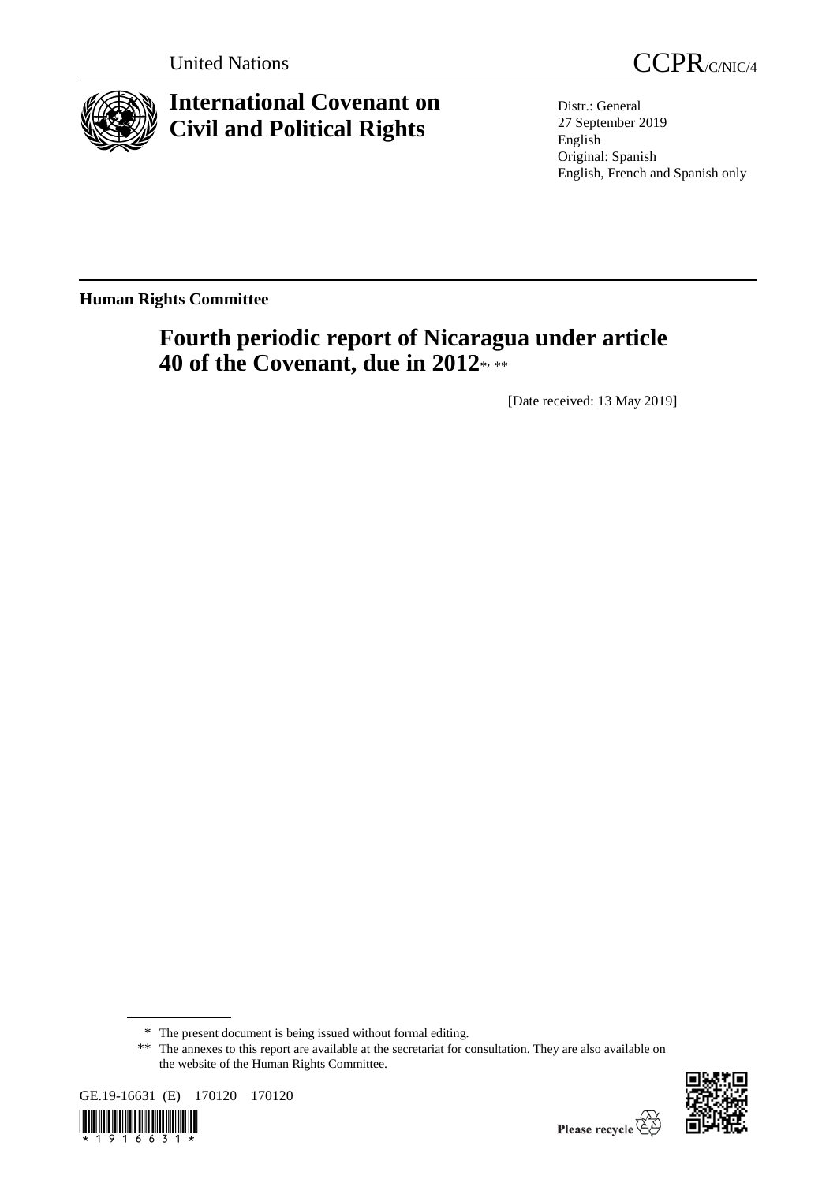United Nations

CCPR/C/NIC/4

# International Covenant on Civil and Political Rights

Distr.: General
27 September 2019
English
Original: Spanish
English, French and Spanish only

**Human Rights Committee**

## Fourth periodic report of Nicaragua under article 40 of the Covenant, due in 2012*, **

[Date received: 13 May 2019]

* The present document is being issued without formal editing.

** The annexes to this report are available at the secretariat for consultation. They are also available on the website of the Human Rights Committee.

GE.19-16631 (E) 170120 170120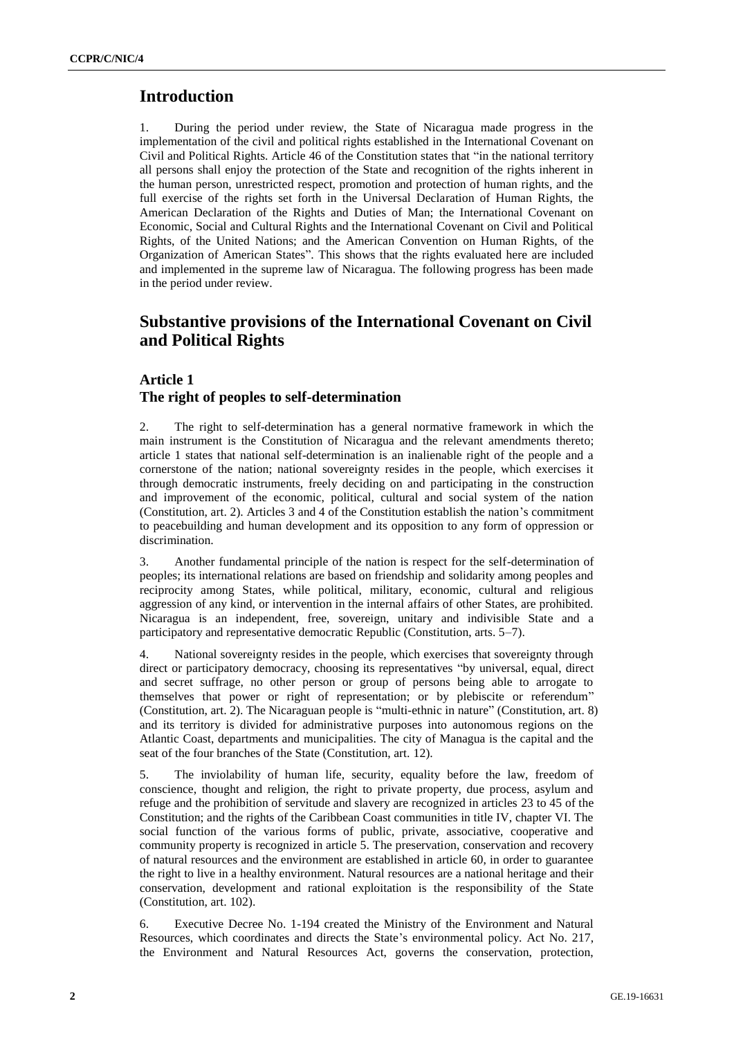# Introduction

1. During the period under review, the State of Nicaragua made progress in the implementation of the civil and political rights established in the International Covenant on Civil and Political Rights. Article 46 of the Constitution states that "in the national territory all persons shall enjoy the protection of the State and recognition of the rights inherent in the human person, unrestricted respect, promotion and protection of human rights, and the full exercise of the rights set forth in the Universal Declaration of Human Rights, the American Declaration of the Rights and Duties of Man; the International Covenant on Economic, Social and Cultural Rights and the International Covenant on Civil and Political Rights, of the United Nations; and the American Convention on Human Rights, of the Organization of American States". This shows that the rights evaluated here are included and implemented in the supreme law of Nicaragua. The following progress has been made in the period under review.

# Substantive provisions of the International Covenant on Civil and Political Rights

## Article 1
## The right of peoples to self-determination

2. The right to self-determination has a general normative framework in which the main instrument is the Constitution of Nicaragua and the relevant amendments thereto; article 1 states that national self-determination is an inalienable right of the people and a cornerstone of the nation; national sovereignty resides in the people, which exercises it through democratic instruments, freely deciding on and participating in the construction and improvement of the economic, political, cultural and social system of the nation (Constitution, art. 2). Articles 3 and 4 of the Constitution establish the nation's commitment to peacebuilding and human development and its opposition to any form of oppression or discrimination.

3. Another fundamental principle of the nation is respect for the self-determination of peoples; its international relations are based on friendship and solidarity among peoples and reciprocity among States, while political, military, economic, cultural and religious aggression of any kind, or intervention in the internal affairs of other States, are prohibited. Nicaragua is an independent, free, sovereign, unitary and indivisible State and a participatory and representative democratic Republic (Constitution, arts. 5–7).

4. National sovereignty resides in the people, which exercises that sovereignty through direct or participatory democracy, choosing its representatives "by universal, equal, direct and secret suffrage, no other person or group of persons being able to arrogate to themselves that power or right of representation; or by plebiscite or referendum" (Constitution, art. 2). The Nicaraguan people is "multi-ethnic in nature" (Constitution, art. 8) and its territory is divided for administrative purposes into autonomous regions on the Atlantic Coast, departments and municipalities. The city of Managua is the capital and the seat of the four branches of the State (Constitution, art. 12).

5. The inviolability of human life, security, equality before the law, freedom of conscience, thought and religion, the right to private property, due process, asylum and refuge and the prohibition of servitude and slavery are recognized in articles 23 to 45 of the Constitution; and the rights of the Caribbean Coast communities in title IV, chapter VI. The social function of the various forms of public, private, associative, cooperative and community property is recognized in article 5. The preservation, conservation and recovery of natural resources and the environment are established in article 60, in order to guarantee the right to live in a healthy environment. Natural resources are a national heritage and their conservation, development and rational exploitation is the responsibility of the State (Constitution, art. 102).

6. Executive Decree No. 1-194 created the Ministry of the Environment and Natural Resources, which coordinates and directs the State's environmental policy. Act No. 217, the Environment and Natural Resources Act, governs the conservation, protection,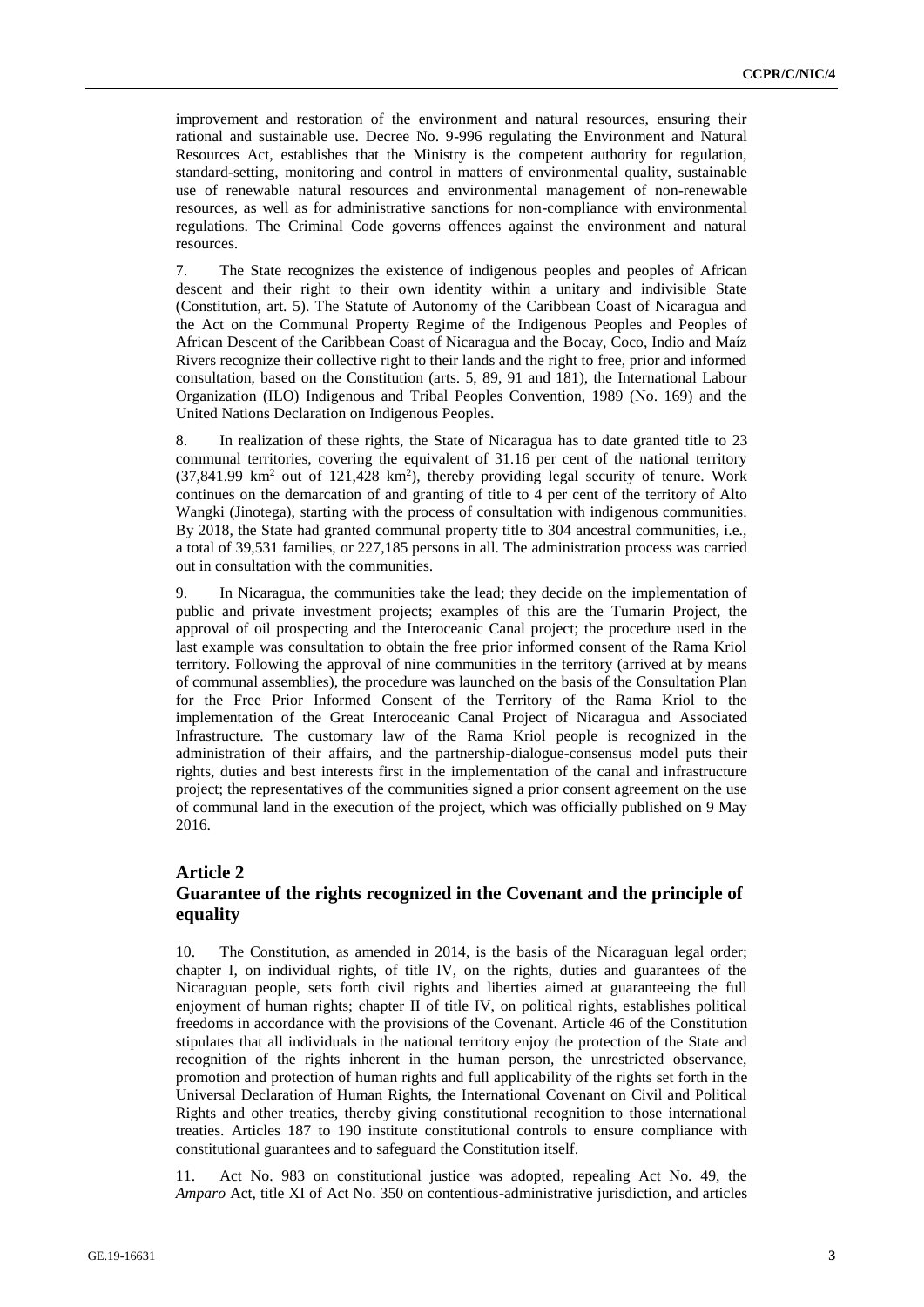improvement and restoration of the environment and natural resources, ensuring their rational and sustainable use. Decree No. 9-996 regulating the Environment and Natural Resources Act, establishes that the Ministry is the competent authority for regulation, standard-setting, monitoring and control in matters of environmental quality, sustainable use of renewable natural resources and environmental management of non-renewable resources, as well as for administrative sanctions for non-compliance with environmental regulations. The Criminal Code governs offences against the environment and natural resources.

7. The State recognizes the existence of indigenous peoples and peoples of African descent and their right to their own identity within a unitary and indivisible State (Constitution, art. 5). The Statute of Autonomy of the Caribbean Coast of Nicaragua and the Act on the Communal Property Regime of the Indigenous Peoples and Peoples of African Descent of the Caribbean Coast of Nicaragua and the Bocay, Coco, Indio and Maíz Rivers recognize their collective right to their lands and the right to free, prior and informed consultation, based on the Constitution (arts. 5, 89, 91 and 181), the International Labour Organization (ILO) Indigenous and Tribal Peoples Convention, 1989 (No. 169) and the United Nations Declaration on Indigenous Peoples.

8. In realization of these rights, the State of Nicaragua has to date granted title to 23 communal territories, covering the equivalent of 31.16 per cent of the national territory (37,841.99 km$^2$ out of 121,428 km$^2$), thereby providing legal security of tenure. Work continues on the demarcation of and granting of title to 4 per cent of the territory of Alto Wangki (Jinotega), starting with the process of consultation with indigenous communities. By 2018, the State had granted communal property title to 304 ancestral communities, i.e., a total of 39,531 families, or 227,185 persons in all. The administration process was carried out in consultation with the communities.

9. In Nicaragua, the communities take the lead; they decide on the implementation of public and private investment projects; examples of this are the Tumarin Project, the approval of oil prospecting and the Interoceanic Canal project; the procedure used in the last example was consultation to obtain the free prior informed consent of the Rama Kriol territory. Following the approval of nine communities in the territory (arrived at by means of communal assemblies), the procedure was launched on the basis of the Consultation Plan for the Free Prior Informed Consent of the Territory of the Rama Kriol to the implementation of the Great Interoceanic Canal Project of Nicaragua and Associated Infrastructure. The customary law of the Rama Kriol people is recognized in the administration of their affairs, and the partnership-dialogue-consensus model puts their rights, duties and best interests first in the implementation of the canal and infrastructure project; the representatives of the communities signed a prior consent agreement on the use of communal land in the execution of the project, which was officially published on 9 May 2016.

## Article 2
## Guarantee of the rights recognized in the Covenant and the principle of equality

10. The Constitution, as amended in 2014, is the basis of the Nicaraguan legal order; chapter I, on individual rights, of title IV, on the rights, duties and guarantees of the Nicaraguan people, sets forth civil rights and liberties aimed at guaranteeing the full enjoyment of human rights; chapter II of title IV, on political rights, establishes political freedoms in accordance with the provisions of the Covenant. Article 46 of the Constitution stipulates that all individuals in the national territory enjoy the protection of the State and recognition of the rights inherent in the human person, the unrestricted observance, promotion and protection of human rights and full applicability of the rights set forth in the Universal Declaration of Human Rights, the International Covenant on Civil and Political Rights and other treaties, thereby giving constitutional recognition to those international treaties. Articles 187 to 190 institute constitutional controls to ensure compliance with constitutional guarantees and to safeguard the Constitution itself.

11. Act No. 983 on constitutional justice was adopted, repealing Act No. 49, the *Amparo* Act, title XI of Act No. 350 on contentious-administrative jurisdiction, and articles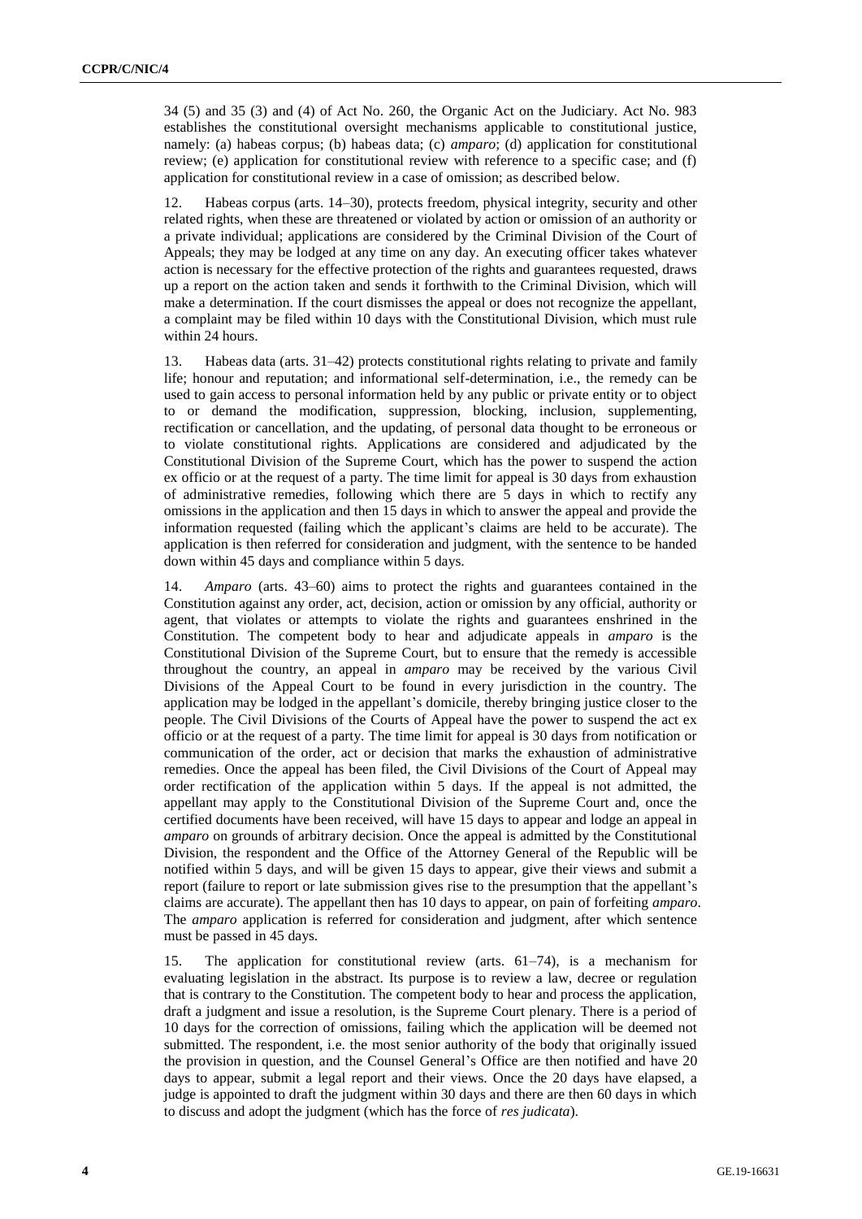34 (5) and 35 (3) and (4) of Act No. 260, the Organic Act on the Judiciary. Act No. 983 establishes the constitutional oversight mechanisms applicable to constitutional justice, namely: (a) habeas corpus; (b) habeas data; (c) *amparo*; (d) application for constitutional review; (e) application for constitutional review with reference to a specific case; and (f) application for constitutional review in a case of omission; as described below.

12. Habeas corpus (arts. 14–30), protects freedom, physical integrity, security and other related rights, when these are threatened or violated by action or omission of an authority or a private individual; applications are considered by the Criminal Division of the Court of Appeals; they may be lodged at any time on any day. An executing officer takes whatever action is necessary for the effective protection of the rights and guarantees requested, draws up a report on the action taken and sends it forthwith to the Criminal Division, which will make a determination. If the court dismisses the appeal or does not recognize the appellant, a complaint may be filed within 10 days with the Constitutional Division, which must rule within 24 hours.

13. Habeas data (arts. 31–42) protects constitutional rights relating to private and family life; honour and reputation; and informational self-determination, i.e., the remedy can be used to gain access to personal information held by any public or private entity or to object to or demand the modification, suppression, blocking, inclusion, supplementing, rectification or cancellation, and the updating, of personal data thought to be erroneous or to violate constitutional rights. Applications are considered and adjudicated by the Constitutional Division of the Supreme Court, which has the power to suspend the action ex officio or at the request of a party. The time limit for appeal is 30 days from exhaustion of administrative remedies, following which there are 5 days in which to rectify any omissions in the application and then 15 days in which to answer the appeal and provide the information requested (failing which the applicant's claims are held to be accurate). The application is then referred for consideration and judgment, with the sentence to be handed down within 45 days and compliance within 5 days.

14. *Amparo* (arts. 43–60) aims to protect the rights and guarantees contained in the Constitution against any order, act, decision, action or omission by any official, authority or agent, that violates or attempts to violate the rights and guarantees enshrined in the Constitution. The competent body to hear and adjudicate appeals in *amparo* is the Constitutional Division of the Supreme Court, but to ensure that the remedy is accessible throughout the country, an appeal in *amparo* may be received by the various Civil Divisions of the Appeal Court to be found in every jurisdiction in the country. The application may be lodged in the appellant's domicile, thereby bringing justice closer to the people. The Civil Divisions of the Courts of Appeal have the power to suspend the act ex officio or at the request of a party. The time limit for appeal is 30 days from notification or communication of the order, act or decision that marks the exhaustion of administrative remedies. Once the appeal has been filed, the Civil Divisions of the Court of Appeal may order rectification of the application within 5 days. If the appeal is not admitted, the appellant may apply to the Constitutional Division of the Supreme Court and, once the certified documents have been received, will have 15 days to appear and lodge an appeal in *amparo* on grounds of arbitrary decision. Once the appeal is admitted by the Constitutional Division, the respondent and the Office of the Attorney General of the Republic will be notified within 5 days, and will be given 15 days to appear, give their views and submit a report (failure to report or late submission gives rise to the presumption that the appellant's claims are accurate). The appellant then has 10 days to appear, on pain of forfeiting *amparo*. The *amparo* application is referred for consideration and judgment, after which sentence must be passed in 45 days.

15. The application for constitutional review (arts. 61–74), is a mechanism for evaluating legislation in the abstract. Its purpose is to review a law, decree or regulation that is contrary to the Constitution. The competent body to hear and process the application, draft a judgment and issue a resolution, is the Supreme Court plenary. There is a period of 10 days for the correction of omissions, failing which the application will be deemed not submitted. The respondent, i.e. the most senior authority of the body that originally issued the provision in question, and the Counsel General's Office are then notified and have 20 days to appear, submit a legal report and their views. Once the 20 days have elapsed, a judge is appointed to draft the judgment within 30 days and there are then 60 days in which to discuss and adopt the judgment (which has the force of *res judicata*).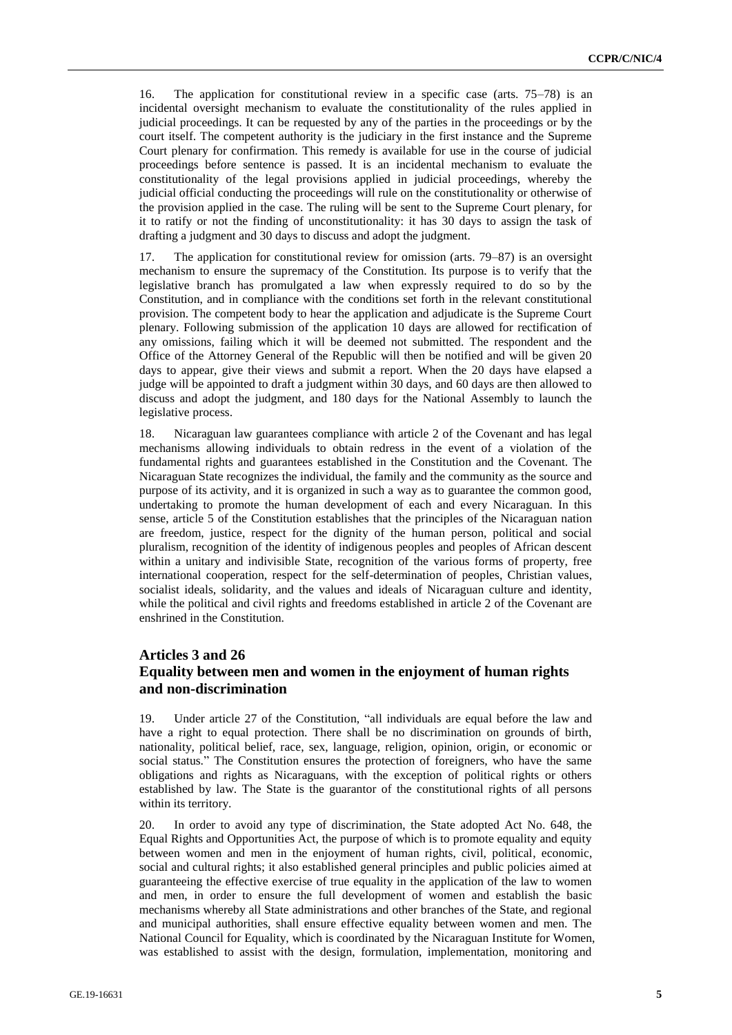16. The application for constitutional review in a specific case (arts. 75–78) is an incidental oversight mechanism to evaluate the constitutionality of the rules applied in judicial proceedings. It can be requested by any of the parties in the proceedings or by the court itself. The competent authority is the judiciary in the first instance and the Supreme Court plenary for confirmation. This remedy is available for use in the course of judicial proceedings before sentence is passed. It is an incidental mechanism to evaluate the constitutionality of the legal provisions applied in judicial proceedings, whereby the judicial official conducting the proceedings will rule on the constitutionality or otherwise of the provision applied in the case. The ruling will be sent to the Supreme Court plenary, for it to ratify or not the finding of unconstitutionality: it has 30 days to assign the task of drafting a judgment and 30 days to discuss and adopt the judgment.

17. The application for constitutional review for omission (arts. 79–87) is an oversight mechanism to ensure the supremacy of the Constitution. Its purpose is to verify that the legislative branch has promulgated a law when expressly required to do so by the Constitution, and in compliance with the conditions set forth in the relevant constitutional provision. The competent body to hear the application and adjudicate is the Supreme Court plenary. Following submission of the application 10 days are allowed for rectification of any omissions, failing which it will be deemed not submitted. The respondent and the Office of the Attorney General of the Republic will then be notified and will be given 20 days to appear, give their views and submit a report. When the 20 days have elapsed a judge will be appointed to draft a judgment within 30 days, and 60 days are then allowed to discuss and adopt the judgment, and 180 days for the National Assembly to launch the legislative process.

18. Nicaraguan law guarantees compliance with article 2 of the Covenant and has legal mechanisms allowing individuals to obtain redress in the event of a violation of the fundamental rights and guarantees established in the Constitution and the Covenant. The Nicaraguan State recognizes the individual, the family and the community as the source and purpose of its activity, and it is organized in such a way as to guarantee the common good, undertaking to promote the human development of each and every Nicaraguan. In this sense, article 5 of the Constitution establishes that the principles of the Nicaraguan nation are freedom, justice, respect for the dignity of the human person, political and social pluralism, recognition of the identity of indigenous peoples and peoples of African descent within a unitary and indivisible State, recognition of the various forms of property, free international cooperation, respect for the self-determination of peoples, Christian values, socialist ideals, solidarity, and the values and ideals of Nicaraguan culture and identity, while the political and civil rights and freedoms established in article 2 of the Covenant are enshrined in the Constitution.

## Articles 3 and 26
## Equality between men and women in the enjoyment of human rights and non-discrimination

19. Under article 27 of the Constitution, "all individuals are equal before the law and have a right to equal protection. There shall be no discrimination on grounds of birth, nationality, political belief, race, sex, language, religion, opinion, origin, or economic or social status." The Constitution ensures the protection of foreigners, who have the same obligations and rights as Nicaraguans, with the exception of political rights or others established by law. The State is the guarantor of the constitutional rights of all persons within its territory.

20. In order to avoid any type of discrimination, the State adopted Act No. 648, the Equal Rights and Opportunities Act, the purpose of which is to promote equality and equity between women and men in the enjoyment of human rights, civil, political, economic, social and cultural rights; it also established general principles and public policies aimed at guaranteeing the effective exercise of true equality in the application of the law to women and men, in order to ensure the full development of women and establish the basic mechanisms whereby all State administrations and other branches of the State, and regional and municipal authorities, shall ensure effective equality between women and men. The National Council for Equality, which is coordinated by the Nicaraguan Institute for Women, was established to assist with the design, formulation, implementation, monitoring and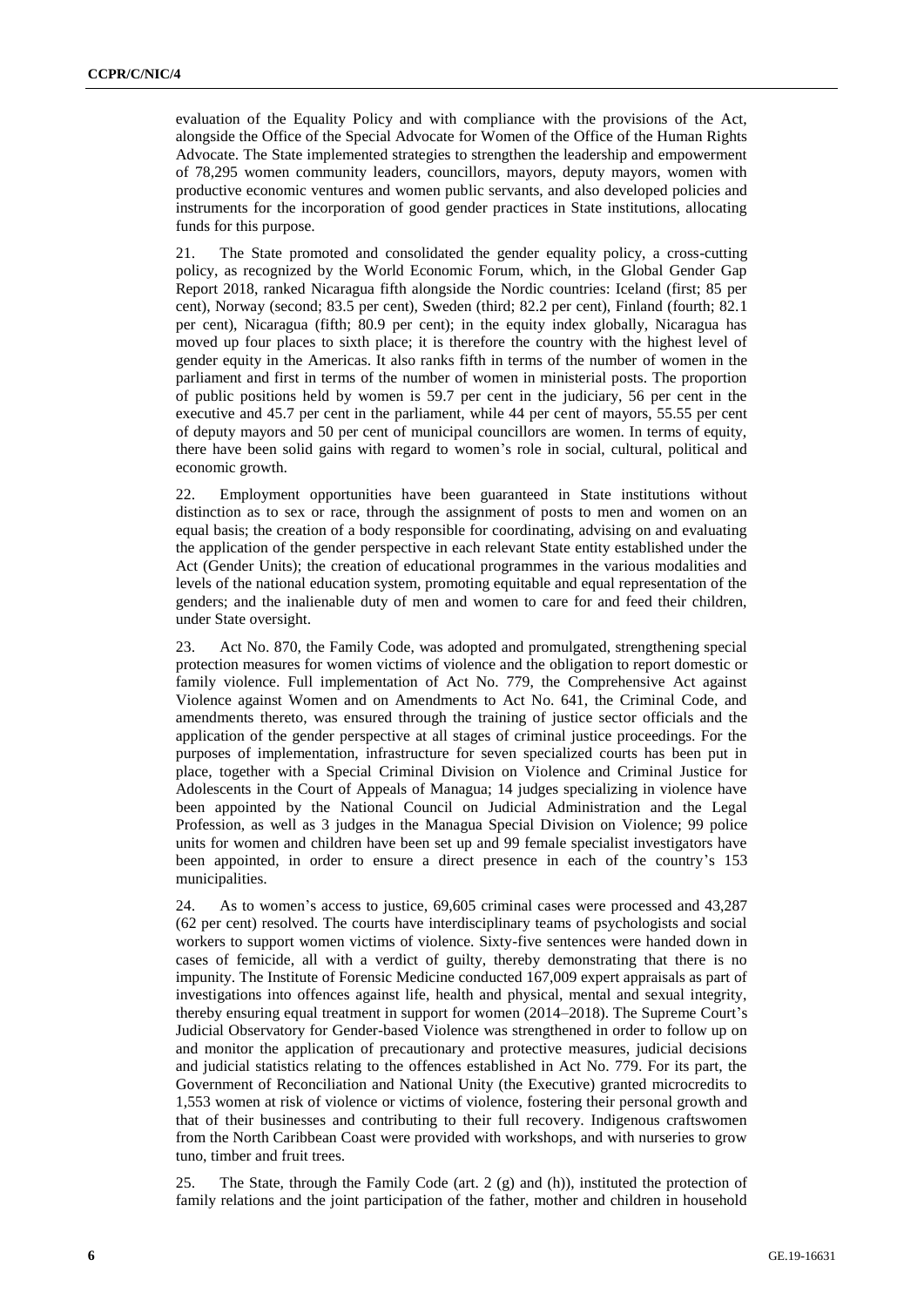evaluation of the Equality Policy and with compliance with the provisions of the Act, alongside the Office of the Special Advocate for Women of the Office of the Human Rights Advocate. The State implemented strategies to strengthen the leadership and empowerment of 78,295 women community leaders, councillors, mayors, deputy mayors, women with productive economic ventures and women public servants, and also developed policies and instruments for the incorporation of good gender practices in State institutions, allocating funds for this purpose.

21. The State promoted and consolidated the gender equality policy, a cross-cutting policy, as recognized by the World Economic Forum, which, in the Global Gender Gap Report 2018, ranked Nicaragua fifth alongside the Nordic countries: Iceland (first; 85 per cent), Norway (second; 83.5 per cent), Sweden (third; 82.2 per cent), Finland (fourth; 82.1 per cent), Nicaragua (fifth; 80.9 per cent); in the equity index globally, Nicaragua has moved up four places to sixth place; it is therefore the country with the highest level of gender equity in the Americas. It also ranks fifth in terms of the number of women in the parliament and first in terms of the number of women in ministerial posts. The proportion of public positions held by women is 59.7 per cent in the judiciary, 56 per cent in the executive and 45.7 per cent in the parliament, while 44 per cent of mayors, 55.55 per cent of deputy mayors and 50 per cent of municipal councillors are women. In terms of equity, there have been solid gains with regard to women's role in social, cultural, political and economic growth.

22. Employment opportunities have been guaranteed in State institutions without distinction as to sex or race, through the assignment of posts to men and women on an equal basis; the creation of a body responsible for coordinating, advising on and evaluating the application of the gender perspective in each relevant State entity established under the Act (Gender Units); the creation of educational programmes in the various modalities and levels of the national education system, promoting equitable and equal representation of the genders; and the inalienable duty of men and women to care for and feed their children, under State oversight.

23. Act No. 870, the Family Code, was adopted and promulgated, strengthening special protection measures for women victims of violence and the obligation to report domestic or family violence. Full implementation of Act No. 779, the Comprehensive Act against Violence against Women and on Amendments to Act No. 641, the Criminal Code, and amendments thereto, was ensured through the training of justice sector officials and the application of the gender perspective at all stages of criminal justice proceedings. For the purposes of implementation, infrastructure for seven specialized courts has been put in place, together with a Special Criminal Division on Violence and Criminal Justice for Adolescents in the Court of Appeals of Managua; 14 judges specializing in violence have been appointed by the National Council on Judicial Administration and the Legal Profession, as well as 3 judges in the Managua Special Division on Violence; 99 police units for women and children have been set up and 99 female specialist investigators have been appointed, in order to ensure a direct presence in each of the country's 153 municipalities.

24. As to women's access to justice, 69,605 criminal cases were processed and 43,287 (62 per cent) resolved. The courts have interdisciplinary teams of psychologists and social workers to support women victims of violence. Sixty-five sentences were handed down in cases of femicide, all with a verdict of guilty, thereby demonstrating that there is no impunity. The Institute of Forensic Medicine conducted 167,009 expert appraisals as part of investigations into offences against life, health and physical, mental and sexual integrity, thereby ensuring equal treatment in support for women (2014–2018). The Supreme Court's Judicial Observatory for Gender-based Violence was strengthened in order to follow up on and monitor the application of precautionary and protective measures, judicial decisions and judicial statistics relating to the offences established in Act No. 779. For its part, the Government of Reconciliation and National Unity (the Executive) granted microcredits to 1,553 women at risk of violence or victims of violence, fostering their personal growth and that of their businesses and contributing to their full recovery. Indigenous craftswomen from the North Caribbean Coast were provided with workshops, and with nurseries to grow tuno, timber and fruit trees.

25. The State, through the Family Code (art. 2 (g) and (h)), instituted the protection of family relations and the joint participation of the father, mother and children in household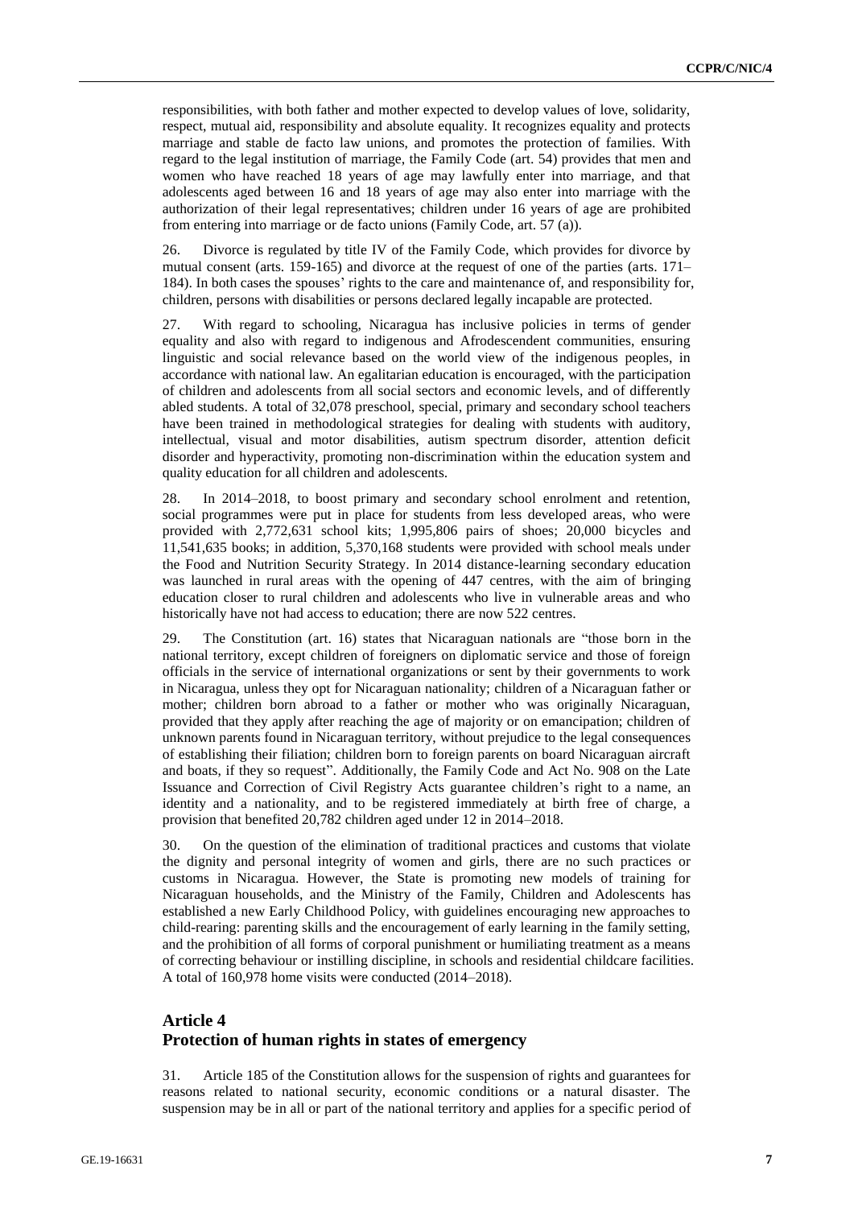responsibilities, with both father and mother expected to develop values of love, solidarity, respect, mutual aid, responsibility and absolute equality. It recognizes equality and protects marriage and stable de facto law unions, and promotes the protection of families. With regard to the legal institution of marriage, the Family Code (art. 54) provides that men and women who have reached 18 years of age may lawfully enter into marriage, and that adolescents aged between 16 and 18 years of age may also enter into marriage with the authorization of their legal representatives; children under 16 years of age are prohibited from entering into marriage or de facto unions (Family Code, art. 57 (a)).

26. Divorce is regulated by title IV of the Family Code, which provides for divorce by mutual consent (arts. 159-165) and divorce at the request of one of the parties (arts. 171–184). In both cases the spouses' rights to the care and maintenance of, and responsibility for, children, persons with disabilities or persons declared legally incapable are protected.

27. With regard to schooling, Nicaragua has inclusive policies in terms of gender equality and also with regard to indigenous and Afrodescendent communities, ensuring linguistic and social relevance based on the world view of the indigenous peoples, in accordance with national law. An egalitarian education is encouraged, with the participation of children and adolescents from all social sectors and economic levels, and of differently abled students. A total of 32,078 preschool, special, primary and secondary school teachers have been trained in methodological strategies for dealing with students with auditory, intellectual, visual and motor disabilities, autism spectrum disorder, attention deficit disorder and hyperactivity, promoting non-discrimination within the education system and quality education for all children and adolescents.

28. In 2014–2018, to boost primary and secondary school enrolment and retention, social programmes were put in place for students from less developed areas, who were provided with 2,772,631 school kits; 1,995,806 pairs of shoes; 20,000 bicycles and 11,541,635 books; in addition, 5,370,168 students were provided with school meals under the Food and Nutrition Security Strategy. In 2014 distance-learning secondary education was launched in rural areas with the opening of 447 centres, with the aim of bringing education closer to rural children and adolescents who live in vulnerable areas and who historically have not had access to education; there are now 522 centres.

29. The Constitution (art. 16) states that Nicaraguan nationals are "those born in the national territory, except children of foreigners on diplomatic service and those of foreign officials in the service of international organizations or sent by their governments to work in Nicaragua, unless they opt for Nicaraguan nationality; children of a Nicaraguan father or mother; children born abroad to a father or mother who was originally Nicaraguan, provided that they apply after reaching the age of majority or on emancipation; children of unknown parents found in Nicaraguan territory, without prejudice to the legal consequences of establishing their filiation; children born to foreign parents on board Nicaraguan aircraft and boats, if they so request". Additionally, the Family Code and Act No. 908 on the Late Issuance and Correction of Civil Registry Acts guarantee children's right to a name, an identity and a nationality, and to be registered immediately at birth free of charge, a provision that benefited 20,782 children aged under 12 in 2014–2018.

30. On the question of the elimination of traditional practices and customs that violate the dignity and personal integrity of women and girls, there are no such practices or customs in Nicaragua. However, the State is promoting new models of training for Nicaraguan households, and the Ministry of the Family, Children and Adolescents has established a new Early Childhood Policy, with guidelines encouraging new approaches to child-rearing: parenting skills and the encouragement of early learning in the family setting, and the prohibition of all forms of corporal punishment or humiliating treatment as a means of correcting behaviour or instilling discipline, in schools and residential childcare facilities. A total of 160,978 home visits were conducted (2014–2018).

## Article 4
## Protection of human rights in states of emergency

31. Article 185 of the Constitution allows for the suspension of rights and guarantees for reasons related to national security, economic conditions or a natural disaster. The suspension may be in all or part of the national territory and applies for a specific period of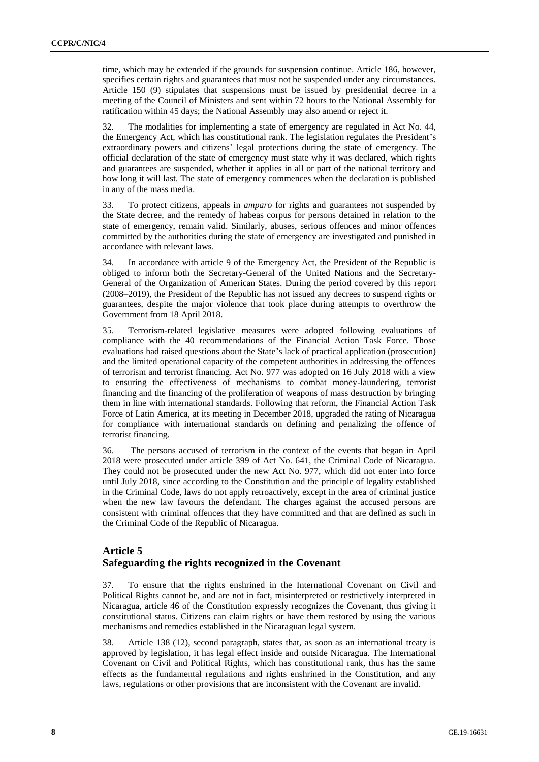time, which may be extended if the grounds for suspension continue. Article 186, however, specifies certain rights and guarantees that must not be suspended under any circumstances. Article 150 (9) stipulates that suspensions must be issued by presidential decree in a meeting of the Council of Ministers and sent within 72 hours to the National Assembly for ratification within 45 days; the National Assembly may also amend or reject it.

32. The modalities for implementing a state of emergency are regulated in Act No. 44, the Emergency Act, which has constitutional rank. The legislation regulates the President's extraordinary powers and citizens' legal protections during the state of emergency. The official declaration of the state of emergency must state why it was declared, which rights and guarantees are suspended, whether it applies in all or part of the national territory and how long it will last. The state of emergency commences when the declaration is published in any of the mass media.

33. To protect citizens, appeals in *amparo* for rights and guarantees not suspended by the State decree, and the remedy of habeas corpus for persons detained in relation to the state of emergency, remain valid. Similarly, abuses, serious offences and minor offences committed by the authorities during the state of emergency are investigated and punished in accordance with relevant laws.

34. In accordance with article 9 of the Emergency Act, the President of the Republic is obliged to inform both the Secretary-General of the United Nations and the Secretary-General of the Organization of American States. During the period covered by this report (2008–2019), the President of the Republic has not issued any decrees to suspend rights or guarantees, despite the major violence that took place during attempts to overthrow the Government from 18 April 2018.

35. Terrorism-related legislative measures were adopted following evaluations of compliance with the 40 recommendations of the Financial Action Task Force. Those evaluations had raised questions about the State's lack of practical application (prosecution) and the limited operational capacity of the competent authorities in addressing the offences of terrorism and terrorist financing. Act No. 977 was adopted on 16 July 2018 with a view to ensuring the effectiveness of mechanisms to combat money-laundering, terrorist financing and the financing of the proliferation of weapons of mass destruction by bringing them in line with international standards. Following that reform, the Financial Action Task Force of Latin America, at its meeting in December 2018, upgraded the rating of Nicaragua for compliance with international standards on defining and penalizing the offence of terrorist financing.

36. The persons accused of terrorism in the context of the events that began in April 2018 were prosecuted under article 399 of Act No. 641, the Criminal Code of Nicaragua. They could not be prosecuted under the new Act No. 977, which did not enter into force until July 2018, since according to the Constitution and the principle of legality established in the Criminal Code, laws do not apply retroactively, except in the area of criminal justice when the new law favours the defendant. The charges against the accused persons are consistent with criminal offences that they have committed and that are defined as such in the Criminal Code of the Republic of Nicaragua.

## Article 5
## Safeguarding the rights recognized in the Covenant

37. To ensure that the rights enshrined in the International Covenant on Civil and Political Rights cannot be, and are not in fact, misinterpreted or restrictively interpreted in Nicaragua, article 46 of the Constitution expressly recognizes the Covenant, thus giving it constitutional status. Citizens can claim rights or have them restored by using the various mechanisms and remedies established in the Nicaraguan legal system.

38. Article 138 (12), second paragraph, states that, as soon as an international treaty is approved by legislation, it has legal effect inside and outside Nicaragua. The International Covenant on Civil and Political Rights, which has constitutional rank, thus has the same effects as the fundamental regulations and rights enshrined in the Constitution, and any laws, regulations or other provisions that are inconsistent with the Covenant are invalid.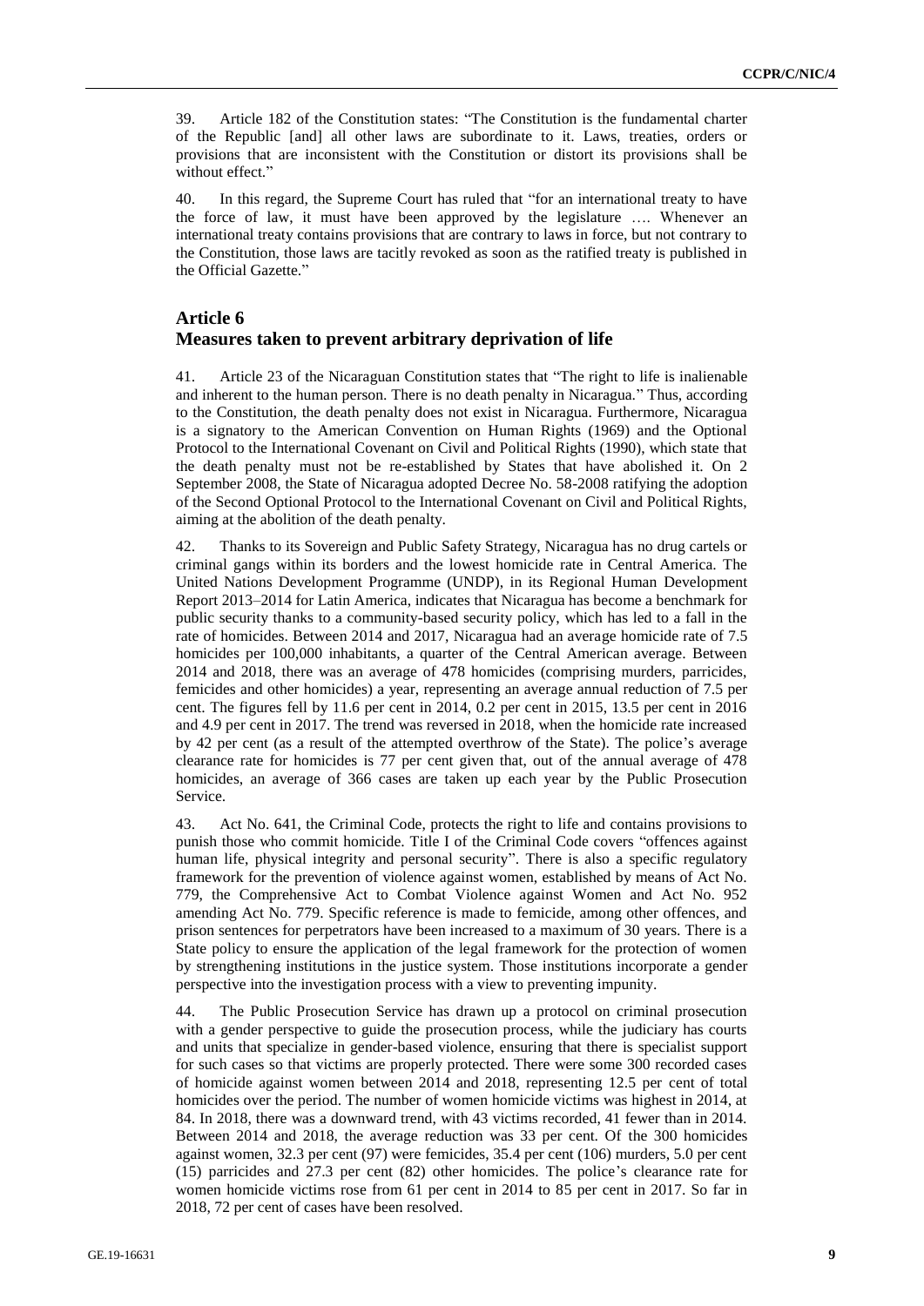39. Article 182 of the Constitution states: "The Constitution is the fundamental charter of the Republic [and] all other laws are subordinate to it. Laws, treaties, orders or provisions that are inconsistent with the Constitution or distort its provisions shall be without effect."

40. In this regard, the Supreme Court has ruled that "for an international treaty to have the force of law, it must have been approved by the legislature …. Whenever an international treaty contains provisions that are contrary to laws in force, but not contrary to the Constitution, those laws are tacitly revoked as soon as the ratified treaty is published in the Official Gazette."

## Article 6
## Measures taken to prevent arbitrary deprivation of life

41. Article 23 of the Nicaraguan Constitution states that "The right to life is inalienable and inherent to the human person. There is no death penalty in Nicaragua." Thus, according to the Constitution, the death penalty does not exist in Nicaragua. Furthermore, Nicaragua is a signatory to the American Convention on Human Rights (1969) and the Optional Protocol to the International Covenant on Civil and Political Rights (1990), which state that the death penalty must not be re-established by States that have abolished it. On 2 September 2008, the State of Nicaragua adopted Decree No. 58-2008 ratifying the adoption of the Second Optional Protocol to the International Covenant on Civil and Political Rights, aiming at the abolition of the death penalty.

42. Thanks to its Sovereign and Public Safety Strategy, Nicaragua has no drug cartels or criminal gangs within its borders and the lowest homicide rate in Central America. The United Nations Development Programme (UNDP), in its Regional Human Development Report 2013–2014 for Latin America, indicates that Nicaragua has become a benchmark for public security thanks to a community-based security policy, which has led to a fall in the rate of homicides. Between 2014 and 2017, Nicaragua had an average homicide rate of 7.5 homicides per 100,000 inhabitants, a quarter of the Central American average. Between 2014 and 2018, there was an average of 478 homicides (comprising murders, parricides, femicides and other homicides) a year, representing an average annual reduction of 7.5 per cent. The figures fell by 11.6 per cent in 2014, 0.2 per cent in 2015, 13.5 per cent in 2016 and 4.9 per cent in 2017. The trend was reversed in 2018, when the homicide rate increased by 42 per cent (as a result of the attempted overthrow of the State). The police's average clearance rate for homicides is 77 per cent given that, out of the annual average of 478 homicides, an average of 366 cases are taken up each year by the Public Prosecution Service.

43. Act No. 641, the Criminal Code, protects the right to life and contains provisions to punish those who commit homicide. Title I of the Criminal Code covers "offences against human life, physical integrity and personal security". There is also a specific regulatory framework for the prevention of violence against women, established by means of Act No. 779, the Comprehensive Act to Combat Violence against Women and Act No. 952 amending Act No. 779. Specific reference is made to femicide, among other offences, and prison sentences for perpetrators have been increased to a maximum of 30 years. There is a State policy to ensure the application of the legal framework for the protection of women by strengthening institutions in the justice system. Those institutions incorporate a gender perspective into the investigation process with a view to preventing impunity.

44. The Public Prosecution Service has drawn up a protocol on criminal prosecution with a gender perspective to guide the prosecution process, while the judiciary has courts and units that specialize in gender-based violence, ensuring that there is specialist support for such cases so that victims are properly protected. There were some 300 recorded cases of homicide against women between 2014 and 2018, representing 12.5 per cent of total homicides over the period. The number of women homicide victims was highest in 2014, at 84. In 2018, there was a downward trend, with 43 victims recorded, 41 fewer than in 2014. Between 2014 and 2018, the average reduction was 33 per cent. Of the 300 homicides against women, 32.3 per cent (97) were femicides, 35.4 per cent (106) murders, 5.0 per cent (15) parricides and 27.3 per cent (82) other homicides. The police's clearance rate for women homicide victims rose from 61 per cent in 2014 to 85 per cent in 2017. So far in 2018, 72 per cent of cases have been resolved.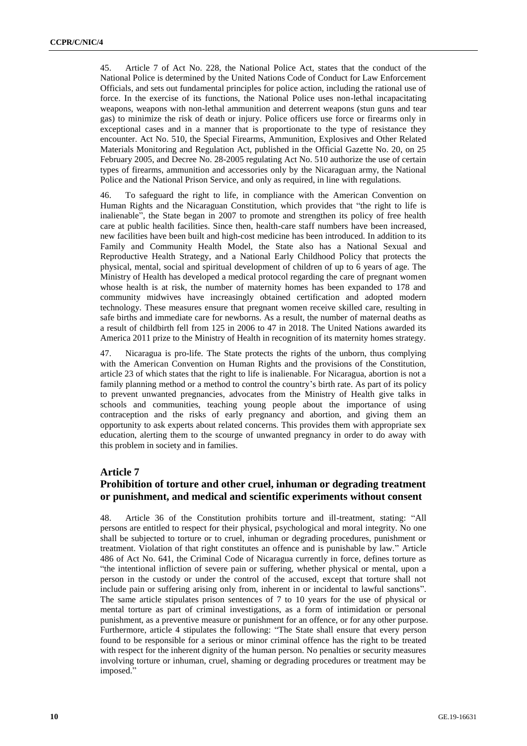45. Article 7 of Act No. 228, the National Police Act, states that the conduct of the National Police is determined by the United Nations Code of Conduct for Law Enforcement Officials, and sets out fundamental principles for police action, including the rational use of force. In the exercise of its functions, the National Police uses non-lethal incapacitating weapons, weapons with non-lethal ammunition and deterrent weapons (stun guns and tear gas) to minimize the risk of death or injury. Police officers use force or firearms only in exceptional cases and in a manner that is proportionate to the type of resistance they encounter. Act No. 510, the Special Firearms, Ammunition, Explosives and Other Related Materials Monitoring and Regulation Act, published in the Official Gazette No. 20, on 25 February 2005, and Decree No. 28-2005 regulating Act No. 510 authorize the use of certain types of firearms, ammunition and accessories only by the Nicaraguan army, the National Police and the National Prison Service, and only as required, in line with regulations.

46. To safeguard the right to life, in compliance with the American Convention on Human Rights and the Nicaraguan Constitution, which provides that "the right to life is inalienable", the State began in 2007 to promote and strengthen its policy of free health care at public health facilities. Since then, health-care staff numbers have been increased, new facilities have been built and high-cost medicine has been introduced. In addition to its Family and Community Health Model, the State also has a National Sexual and Reproductive Health Strategy, and a National Early Childhood Policy that protects the physical, mental, social and spiritual development of children of up to 6 years of age. The Ministry of Health has developed a medical protocol regarding the care of pregnant women whose health is at risk, the number of maternity homes has been expanded to 178 and community midwives have increasingly obtained certification and adopted modern technology. These measures ensure that pregnant women receive skilled care, resulting in safe births and immediate care for newborns. As a result, the number of maternal deaths as a result of childbirth fell from 125 in 2006 to 47 in 2018. The United Nations awarded its America 2011 prize to the Ministry of Health in recognition of its maternity homes strategy.

47. Nicaragua is pro-life. The State protects the rights of the unborn, thus complying with the American Convention on Human Rights and the provisions of the Constitution, article 23 of which states that the right to life is inalienable. For Nicaragua, abortion is not a family planning method or a method to control the country's birth rate. As part of its policy to prevent unwanted pregnancies, advocates from the Ministry of Health give talks in schools and communities, teaching young people about the importance of using contraception and the risks of early pregnancy and abortion, and giving them an opportunity to ask experts about related concerns. This provides them with appropriate sex education, alerting them to the scourge of unwanted pregnancy in order to do away with this problem in society and in families.

## Article 7

## Prohibition of torture and other cruel, inhuman or degrading treatment or punishment, and medical and scientific experiments without consent

48. Article 36 of the Constitution prohibits torture and ill-treatment, stating: "All persons are entitled to respect for their physical, psychological and moral integrity. No one shall be subjected to torture or to cruel, inhuman or degrading procedures, punishment or treatment. Violation of that right constitutes an offence and is punishable by law." Article 486 of Act No. 641, the Criminal Code of Nicaragua currently in force, defines torture as "the intentional infliction of severe pain or suffering, whether physical or mental, upon a person in the custody or under the control of the accused, except that torture shall not include pain or suffering arising only from, inherent in or incidental to lawful sanctions". The same article stipulates prison sentences of 7 to 10 years for the use of physical or mental torture as part of criminal investigations, as a form of intimidation or personal punishment, as a preventive measure or punishment for an offence, or for any other purpose. Furthermore, article 4 stipulates the following: "The State shall ensure that every person found to be responsible for a serious or minor criminal offence has the right to be treated with respect for the inherent dignity of the human person. No penalties or security measures involving torture or inhuman, cruel, shaming or degrading procedures or treatment may be imposed."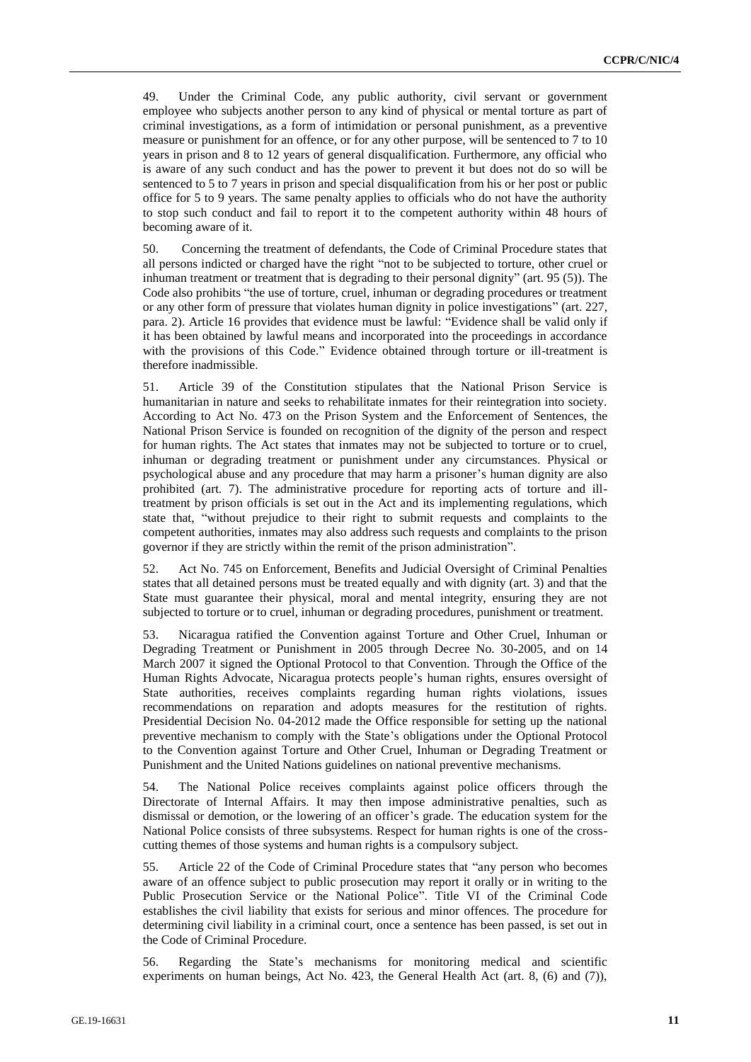49. Under the Criminal Code, any public authority, civil servant or government employee who subjects another person to any kind of physical or mental torture as part of criminal investigations, as a form of intimidation or personal punishment, as a preventive measure or punishment for an offence, or for any other purpose, will be sentenced to 7 to 10 years in prison and 8 to 12 years of general disqualification. Furthermore, any official who is aware of any such conduct and has the power to prevent it but does not do so will be sentenced to 5 to 7 years in prison and special disqualification from his or her post or public office for 5 to 9 years. The same penalty applies to officials who do not have the authority to stop such conduct and fail to report it to the competent authority within 48 hours of becoming aware of it.

50. Concerning the treatment of defendants, the Code of Criminal Procedure states that all persons indicted or charged have the right "not to be subjected to torture, other cruel or inhuman treatment or treatment that is degrading to their personal dignity" (art. 95 (5)). The Code also prohibits "the use of torture, cruel, inhuman or degrading procedures or treatment or any other form of pressure that violates human dignity in police investigations" (art. 227, para. 2). Article 16 provides that evidence must be lawful: "Evidence shall be valid only if it has been obtained by lawful means and incorporated into the proceedings in accordance with the provisions of this Code." Evidence obtained through torture or ill-treatment is therefore inadmissible.

51. Article 39 of the Constitution stipulates that the National Prison Service is humanitarian in nature and seeks to rehabilitate inmates for their reintegration into society. According to Act No. 473 on the Prison System and the Enforcement of Sentences, the National Prison Service is founded on recognition of the dignity of the person and respect for human rights. The Act states that inmates may not be subjected to torture or to cruel, inhuman or degrading treatment or punishment under any circumstances. Physical or psychological abuse and any procedure that may harm a prisoner's human dignity are also prohibited (art. 7). The administrative procedure for reporting acts of torture and ill-treatment by prison officials is set out in the Act and its implementing regulations, which state that, "without prejudice to their right to submit requests and complaints to the competent authorities, inmates may also address such requests and complaints to the prison governor if they are strictly within the remit of the prison administration".

52. Act No. 745 on Enforcement, Benefits and Judicial Oversight of Criminal Penalties states that all detained persons must be treated equally and with dignity (art. 3) and that the State must guarantee their physical, moral and mental integrity, ensuring they are not subjected to torture or to cruel, inhuman or degrading procedures, punishment or treatment.

53. Nicaragua ratified the Convention against Torture and Other Cruel, Inhuman or Degrading Treatment or Punishment in 2005 through Decree No. 30-2005, and on 14 March 2007 it signed the Optional Protocol to that Convention. Through the Office of the Human Rights Advocate, Nicaragua protects people's human rights, ensures oversight of State authorities, receives complaints regarding human rights violations, issues recommendations on reparation and adopts measures for the restitution of rights. Presidential Decision No. 04-2012 made the Office responsible for setting up the national preventive mechanism to comply with the State's obligations under the Optional Protocol to the Convention against Torture and Other Cruel, Inhuman or Degrading Treatment or Punishment and the United Nations guidelines on national preventive mechanisms.

54. The National Police receives complaints against police officers through the Directorate of Internal Affairs. It may then impose administrative penalties, such as dismissal or demotion, or the lowering of an officer's grade. The education system for the National Police consists of three subsystems. Respect for human rights is one of the cross-cutting themes of those systems and human rights is a compulsory subject.

55. Article 22 of the Code of Criminal Procedure states that "any person who becomes aware of an offence subject to public prosecution may report it orally or in writing to the Public Prosecution Service or the National Police". Title VI of the Criminal Code establishes the civil liability that exists for serious and minor offences. The procedure for determining civil liability in a criminal court, once a sentence has been passed, is set out in the Code of Criminal Procedure.

56. Regarding the State's mechanisms for monitoring medical and scientific experiments on human beings, Act No. 423, the General Health Act (art. 8, (6) and (7)),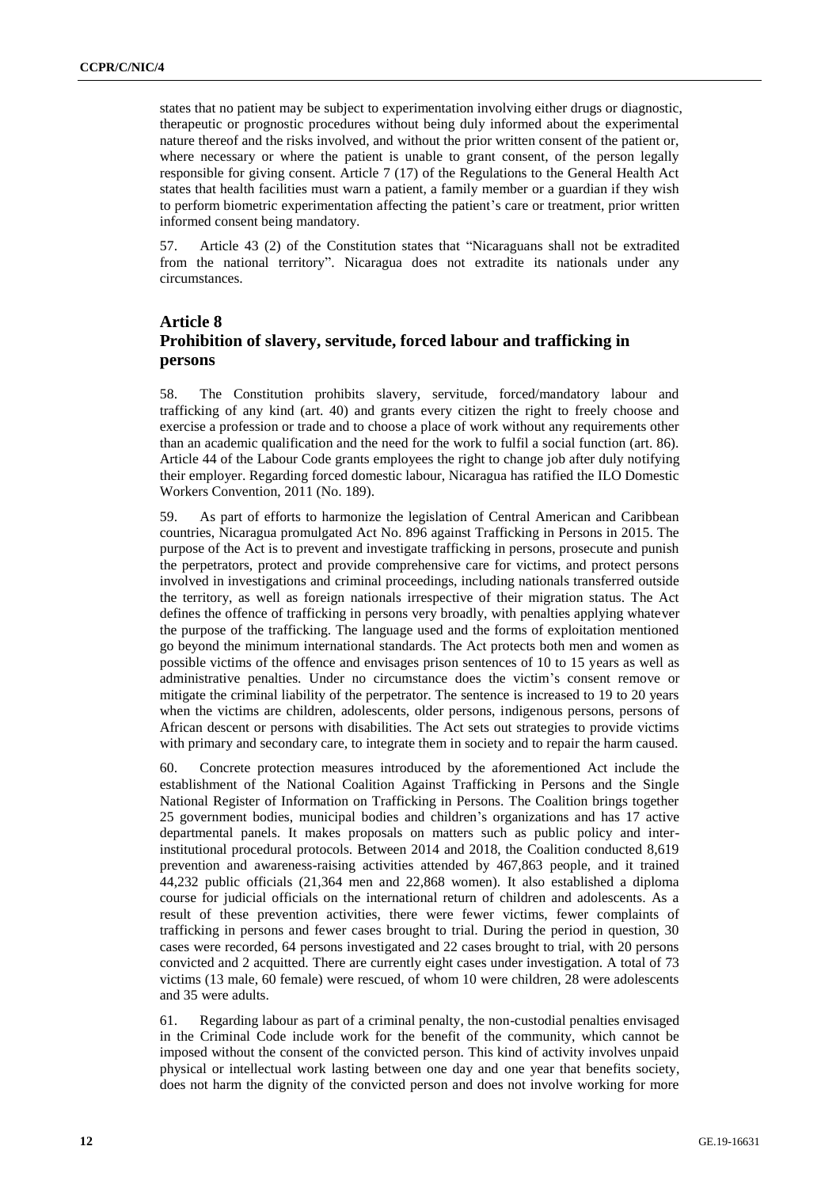states that no patient may be subject to experimentation involving either drugs or diagnostic, therapeutic or prognostic procedures without being duly informed about the experimental nature thereof and the risks involved, and without the prior written consent of the patient or, where necessary or where the patient is unable to grant consent, of the person legally responsible for giving consent. Article 7 (17) of the Regulations to the General Health Act states that health facilities must warn a patient, a family member or a guardian if they wish to perform biometric experimentation affecting the patient's care or treatment, prior written informed consent being mandatory.

57. Article 43 (2) of the Constitution states that "Nicaraguans shall not be extradited from the national territory". Nicaragua does not extradite its nationals under any circumstances.

## Article 8
## Prohibition of slavery, servitude, forced labour and trafficking in persons

58. The Constitution prohibits slavery, servitude, forced/mandatory labour and trafficking of any kind (art. 40) and grants every citizen the right to freely choose and exercise a profession or trade and to choose a place of work without any requirements other than an academic qualification and the need for the work to fulfil a social function (art. 86). Article 44 of the Labour Code grants employees the right to change job after duly notifying their employer. Regarding forced domestic labour, Nicaragua has ratified the ILO Domestic Workers Convention, 2011 (No. 189).

59. As part of efforts to harmonize the legislation of Central American and Caribbean countries, Nicaragua promulgated Act No. 896 against Trafficking in Persons in 2015. The purpose of the Act is to prevent and investigate trafficking in persons, prosecute and punish the perpetrators, protect and provide comprehensive care for victims, and protect persons involved in investigations and criminal proceedings, including nationals transferred outside the territory, as well as foreign nationals irrespective of their migration status. The Act defines the offence of trafficking in persons very broadly, with penalties applying whatever the purpose of the trafficking. The language used and the forms of exploitation mentioned go beyond the minimum international standards. The Act protects both men and women as possible victims of the offence and envisages prison sentences of 10 to 15 years as well as administrative penalties. Under no circumstance does the victim's consent remove or mitigate the criminal liability of the perpetrator. The sentence is increased to 19 to 20 years when the victims are children, adolescents, older persons, indigenous persons, persons of African descent or persons with disabilities. The Act sets out strategies to provide victims with primary and secondary care, to integrate them in society and to repair the harm caused.

60. Concrete protection measures introduced by the aforementioned Act include the establishment of the National Coalition Against Trafficking in Persons and the Single National Register of Information on Trafficking in Persons. The Coalition brings together 25 government bodies, municipal bodies and children's organizations and has 17 active departmental panels. It makes proposals on matters such as public policy and inter-institutional procedural protocols. Between 2014 and 2018, the Coalition conducted 8,619 prevention and awareness-raising activities attended by 467,863 people, and it trained 44,232 public officials (21,364 men and 22,868 women). It also established a diploma course for judicial officials on the international return of children and adolescents. As a result of these prevention activities, there were fewer victims, fewer complaints of trafficking in persons and fewer cases brought to trial. During the period in question, 30 cases were recorded, 64 persons investigated and 22 cases brought to trial, with 20 persons convicted and 2 acquitted. There are currently eight cases under investigation. A total of 73 victims (13 male, 60 female) were rescued, of whom 10 were children, 28 were adolescents and 35 were adults.

61. Regarding labour as part of a criminal penalty, the non-custodial penalties envisaged in the Criminal Code include work for the benefit of the community, which cannot be imposed without the consent of the convicted person. This kind of activity involves unpaid physical or intellectual work lasting between one day and one year that benefits society, does not harm the dignity of the convicted person and does not involve working for more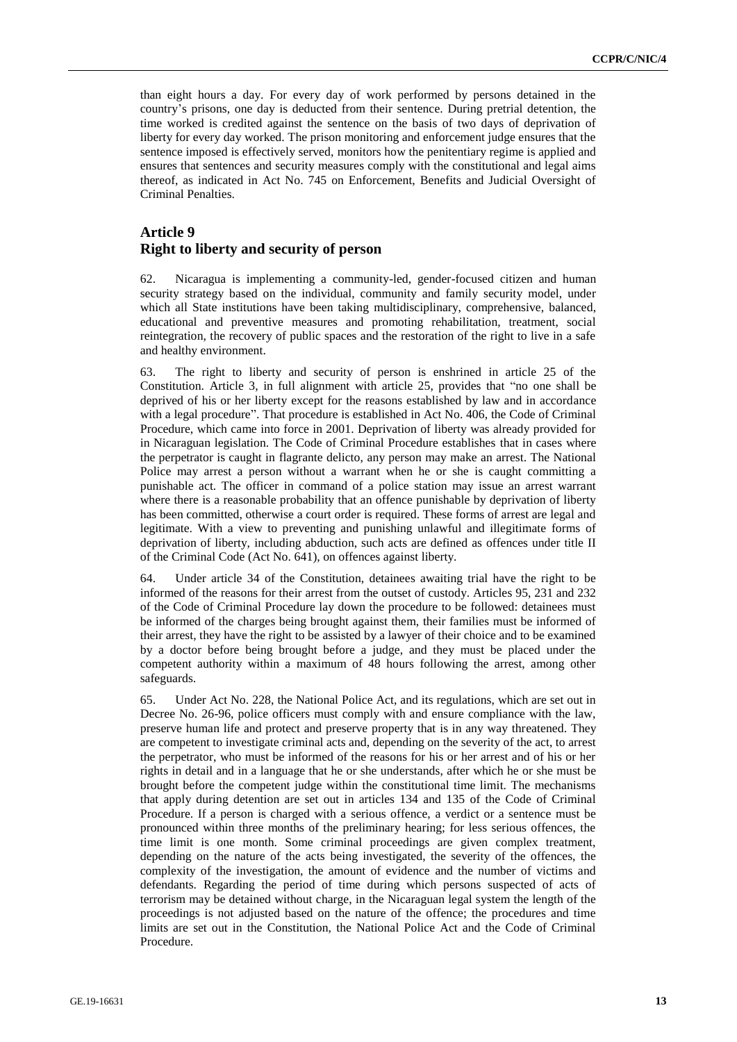than eight hours a day. For every day of work performed by persons detained in the country's prisons, one day is deducted from their sentence. During pretrial detention, the time worked is credited against the sentence on the basis of two days of deprivation of liberty for every day worked. The prison monitoring and enforcement judge ensures that the sentence imposed is effectively served, monitors how the penitentiary regime is applied and ensures that sentences and security measures comply with the constitutional and legal aims thereof, as indicated in Act No. 745 on Enforcement, Benefits and Judicial Oversight of Criminal Penalties.

## Article 9
## Right to liberty and security of person

62. Nicaragua is implementing a community-led, gender-focused citizen and human security strategy based on the individual, community and family security model, under which all State institutions have been taking multidisciplinary, comprehensive, balanced, educational and preventive measures and promoting rehabilitation, treatment, social reintegration, the recovery of public spaces and the restoration of the right to live in a safe and healthy environment.

63. The right to liberty and security of person is enshrined in article 25 of the Constitution. Article 3, in full alignment with article 25, provides that "no one shall be deprived of his or her liberty except for the reasons established by law and in accordance with a legal procedure". That procedure is established in Act No. 406, the Code of Criminal Procedure, which came into force in 2001. Deprivation of liberty was already provided for in Nicaraguan legislation. The Code of Criminal Procedure establishes that in cases where the perpetrator is caught in flagrante delicto, any person may make an arrest. The National Police may arrest a person without a warrant when he or she is caught committing a punishable act. The officer in command of a police station may issue an arrest warrant where there is a reasonable probability that an offence punishable by deprivation of liberty has been committed, otherwise a court order is required. These forms of arrest are legal and legitimate. With a view to preventing and punishing unlawful and illegitimate forms of deprivation of liberty, including abduction, such acts are defined as offences under title II of the Criminal Code (Act No. 641), on offences against liberty.

64. Under article 34 of the Constitution, detainees awaiting trial have the right to be informed of the reasons for their arrest from the outset of custody. Articles 95, 231 and 232 of the Code of Criminal Procedure lay down the procedure to be followed: detainees must be informed of the charges being brought against them, their families must be informed of their arrest, they have the right to be assisted by a lawyer of their choice and to be examined by a doctor before being brought before a judge, and they must be placed under the competent authority within a maximum of 48 hours following the arrest, among other safeguards.

65. Under Act No. 228, the National Police Act, and its regulations, which are set out in Decree No. 26-96, police officers must comply with and ensure compliance with the law, preserve human life and protect and preserve property that is in any way threatened. They are competent to investigate criminal acts and, depending on the severity of the act, to arrest the perpetrator, who must be informed of the reasons for his or her arrest and of his or her rights in detail and in a language that he or she understands, after which he or she must be brought before the competent judge within the constitutional time limit. The mechanisms that apply during detention are set out in articles 134 and 135 of the Code of Criminal Procedure. If a person is charged with a serious offence, a verdict or a sentence must be pronounced within three months of the preliminary hearing; for less serious offences, the time limit is one month. Some criminal proceedings are given complex treatment, depending on the nature of the acts being investigated, the severity of the offences, the complexity of the investigation, the amount of evidence and the number of victims and defendants. Regarding the period of time during which persons suspected of acts of terrorism may be detained without charge, in the Nicaraguan legal system the length of the proceedings is not adjusted based on the nature of the offence; the procedures and time limits are set out in the Constitution, the National Police Act and the Code of Criminal Procedure.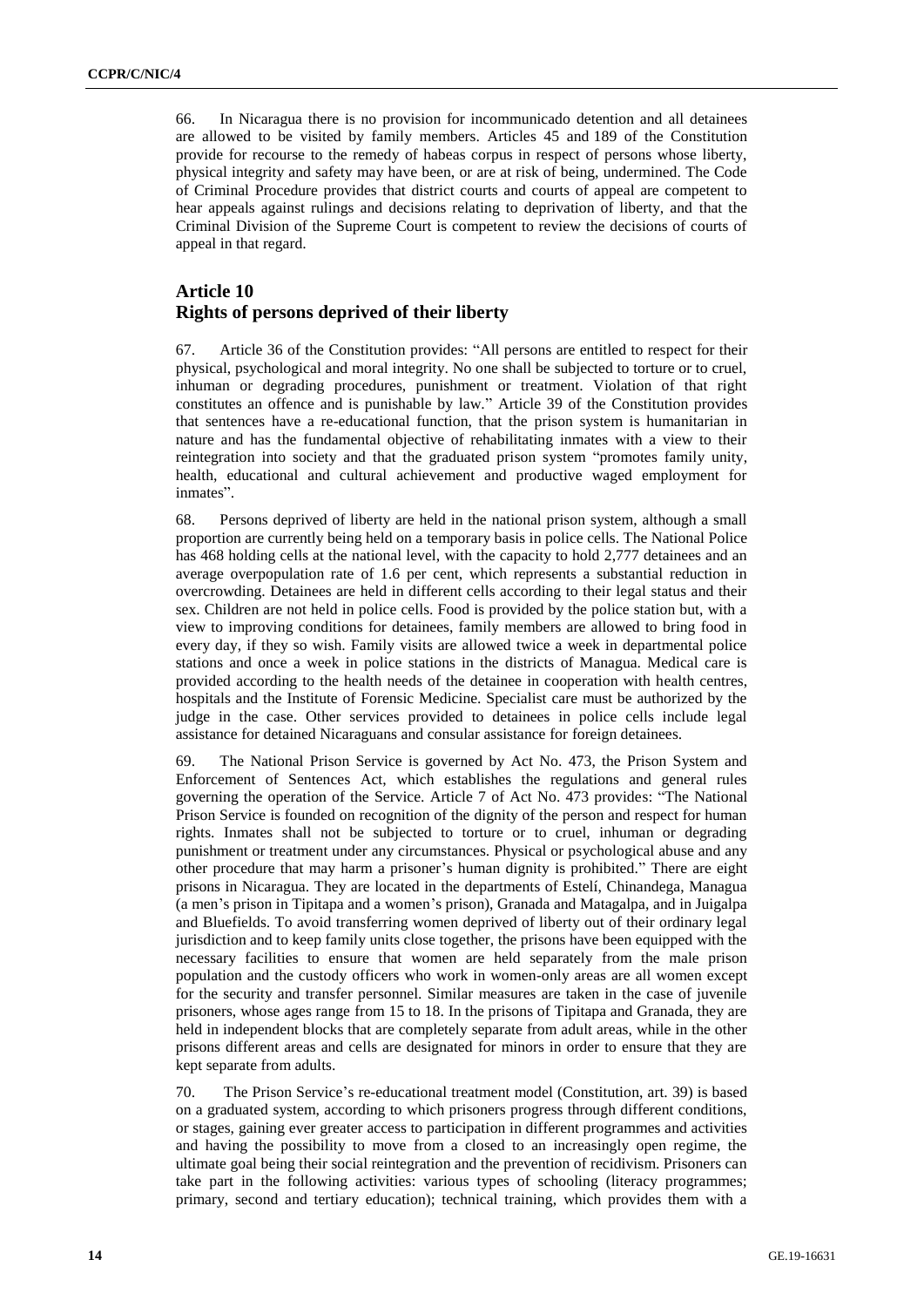66. In Nicaragua there is no provision for incommunicado detention and all detainees are allowed to be visited by family members. Articles 45 and 189 of the Constitution provide for recourse to the remedy of habeas corpus in respect of persons whose liberty, physical integrity and safety may have been, or are at risk of being, undermined. The Code of Criminal Procedure provides that district courts and courts of appeal are competent to hear appeals against rulings and decisions relating to deprivation of liberty, and that the Criminal Division of the Supreme Court is competent to review the decisions of courts of appeal in that regard.

## Article 10
## Rights of persons deprived of their liberty

67. Article 36 of the Constitution provides: "All persons are entitled to respect for their physical, psychological and moral integrity. No one shall be subjected to torture or to cruel, inhuman or degrading procedures, punishment or treatment. Violation of that right constitutes an offence and is punishable by law." Article 39 of the Constitution provides that sentences have a re-educational function, that the prison system is humanitarian in nature and has the fundamental objective of rehabilitating inmates with a view to their reintegration into society and that the graduated prison system "promotes family unity, health, educational and cultural achievement and productive waged employment for inmates".

68. Persons deprived of liberty are held in the national prison system, although a small proportion are currently being held on a temporary basis in police cells. The National Police has 468 holding cells at the national level, with the capacity to hold 2,777 detainees and an average overpopulation rate of 1.6 per cent, which represents a substantial reduction in overcrowding. Detainees are held in different cells according to their legal status and their sex. Children are not held in police cells. Food is provided by the police station but, with a view to improving conditions for detainees, family members are allowed to bring food in every day, if they so wish. Family visits are allowed twice a week in departmental police stations and once a week in police stations in the districts of Managua. Medical care is provided according to the health needs of the detainee in cooperation with health centres, hospitals and the Institute of Forensic Medicine. Specialist care must be authorized by the judge in the case. Other services provided to detainees in police cells include legal assistance for detained Nicaraguans and consular assistance for foreign detainees.

69. The National Prison Service is governed by Act No. 473, the Prison System and Enforcement of Sentences Act, which establishes the regulations and general rules governing the operation of the Service. Article 7 of Act No. 473 provides: "The National Prison Service is founded on recognition of the dignity of the person and respect for human rights. Inmates shall not be subjected to torture or to cruel, inhuman or degrading punishment or treatment under any circumstances. Physical or psychological abuse and any other procedure that may harm a prisoner's human dignity is prohibited." There are eight prisons in Nicaragua. They are located in the departments of Estelí, Chinandega, Managua (a men's prison in Tipitapa and a women's prison), Granada and Matagalpa, and in Juigalpa and Bluefields. To avoid transferring women deprived of liberty out of their ordinary legal jurisdiction and to keep family units close together, the prisons have been equipped with the necessary facilities to ensure that women are held separately from the male prison population and the custody officers who work in women-only areas are all women except for the security and transfer personnel. Similar measures are taken in the case of juvenile prisoners, whose ages range from 15 to 18. In the prisons of Tipitapa and Granada, they are held in independent blocks that are completely separate from adult areas, while in the other prisons different areas and cells are designated for minors in order to ensure that they are kept separate from adults.

70. The Prison Service's re-educational treatment model (Constitution, art. 39) is based on a graduated system, according to which prisoners progress through different conditions, or stages, gaining ever greater access to participation in different programmes and activities and having the possibility to move from a closed to an increasingly open regime, the ultimate goal being their social reintegration and the prevention of recidivism. Prisoners can take part in the following activities: various types of schooling (literacy programmes; primary, second and tertiary education); technical training, which provides them with a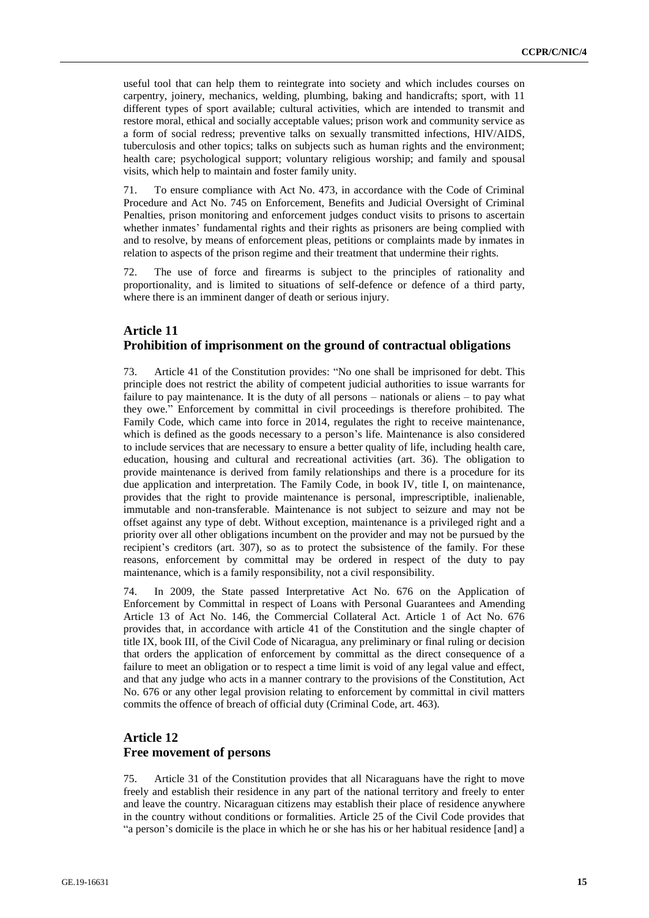useful tool that can help them to reintegrate into society and which includes courses on carpentry, joinery, mechanics, welding, plumbing, baking and handicrafts; sport, with 11 different types of sport available; cultural activities, which are intended to transmit and restore moral, ethical and socially acceptable values; prison work and community service as a form of social redress; preventive talks on sexually transmitted infections, HIV/AIDS, tuberculosis and other topics; talks on subjects such as human rights and the environment; health care; psychological support; voluntary religious worship; and family and spousal visits, which help to maintain and foster family unity.

71. To ensure compliance with Act No. 473, in accordance with the Code of Criminal Procedure and Act No. 745 on Enforcement, Benefits and Judicial Oversight of Criminal Penalties, prison monitoring and enforcement judges conduct visits to prisons to ascertain whether inmates' fundamental rights and their rights as prisoners are being complied with and to resolve, by means of enforcement pleas, petitions or complaints made by inmates in relation to aspects of the prison regime and their treatment that undermine their rights.

72. The use of force and firearms is subject to the principles of rationality and proportionality, and is limited to situations of self-defence or defence of a third party, where there is an imminent danger of death or serious injury.

## Article 11
## Prohibition of imprisonment on the ground of contractual obligations

73. Article 41 of the Constitution provides: "No one shall be imprisoned for debt. This principle does not restrict the ability of competent judicial authorities to issue warrants for failure to pay maintenance. It is the duty of all persons – nationals or aliens – to pay what they owe." Enforcement by committal in civil proceedings is therefore prohibited. The Family Code, which came into force in 2014, regulates the right to receive maintenance, which is defined as the goods necessary to a person's life. Maintenance is also considered to include services that are necessary to ensure a better quality of life, including health care, education, housing and cultural and recreational activities (art. 36). The obligation to provide maintenance is derived from family relationships and there is a procedure for its due application and interpretation. The Family Code, in book IV, title I, on maintenance, provides that the right to provide maintenance is personal, imprescriptible, inalienable, immutable and non-transferable. Maintenance is not subject to seizure and may not be offset against any type of debt. Without exception, maintenance is a privileged right and a priority over all other obligations incumbent on the provider and may not be pursued by the recipient's creditors (art. 307), so as to protect the subsistence of the family. For these reasons, enforcement by committal may be ordered in respect of the duty to pay maintenance, which is a family responsibility, not a civil responsibility.

74. In 2009, the State passed Interpretative Act No. 676 on the Application of Enforcement by Committal in respect of Loans with Personal Guarantees and Amending Article 13 of Act No. 146, the Commercial Collateral Act. Article 1 of Act No. 676 provides that, in accordance with article 41 of the Constitution and the single chapter of title IX, book III, of the Civil Code of Nicaragua, any preliminary or final ruling or decision that orders the application of enforcement by committal as the direct consequence of a failure to meet an obligation or to respect a time limit is void of any legal value and effect, and that any judge who acts in a manner contrary to the provisions of the Constitution, Act No. 676 or any other legal provision relating to enforcement by committal in civil matters commits the offence of breach of official duty (Criminal Code, art. 463).

## Article 12
## Free movement of persons

75. Article 31 of the Constitution provides that all Nicaraguans have the right to move freely and establish their residence in any part of the national territory and freely to enter and leave the country. Nicaraguan citizens may establish their place of residence anywhere in the country without conditions or formalities. Article 25 of the Civil Code provides that "a person's domicile is the place in which he or she has his or her habitual residence [and] a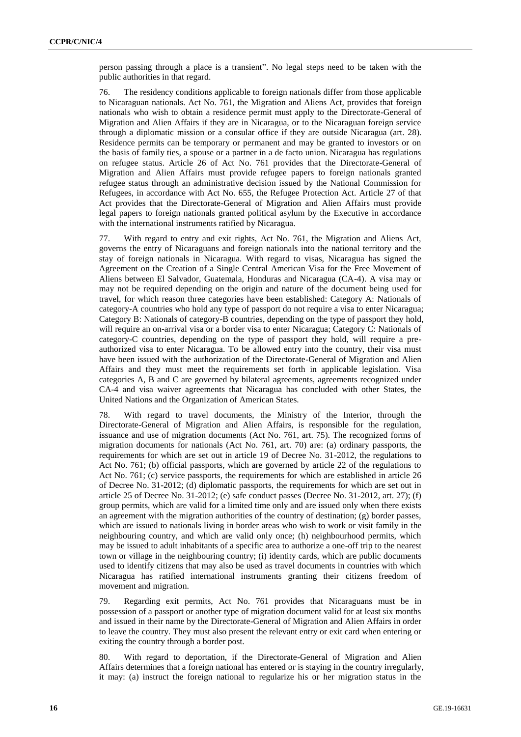person passing through a place is a transient". No legal steps need to be taken with the public authorities in that regard.

76. The residency conditions applicable to foreign nationals differ from those applicable to Nicaraguan nationals. Act No. 761, the Migration and Aliens Act, provides that foreign nationals who wish to obtain a residence permit must apply to the Directorate-General of Migration and Alien Affairs if they are in Nicaragua, or to the Nicaraguan foreign service through a diplomatic mission or a consular office if they are outside Nicaragua (art. 28). Residence permits can be temporary or permanent and may be granted to investors or on the basis of family ties, a spouse or a partner in a de facto union. Nicaragua has regulations on refugee status. Article 26 of Act No. 761 provides that the Directorate-General of Migration and Alien Affairs must provide refugee papers to foreign nationals granted refugee status through an administrative decision issued by the National Commission for Refugees, in accordance with Act No. 655, the Refugee Protection Act. Article 27 of that Act provides that the Directorate-General of Migration and Alien Affairs must provide legal papers to foreign nationals granted political asylum by the Executive in accordance with the international instruments ratified by Nicaragua.

77. With regard to entry and exit rights, Act No. 761, the Migration and Aliens Act, governs the entry of Nicaraguans and foreign nationals into the national territory and the stay of foreign nationals in Nicaragua. With regard to visas, Nicaragua has signed the Agreement on the Creation of a Single Central American Visa for the Free Movement of Aliens between El Salvador, Guatemala, Honduras and Nicaragua (CA-4). A visa may or may not be required depending on the origin and nature of the document being used for travel, for which reason three categories have been established: Category A: Nationals of category-A countries who hold any type of passport do not require a visa to enter Nicaragua; Category B: Nationals of category-B countries, depending on the type of passport they hold, will require an on-arrival visa or a border visa to enter Nicaragua; Category C: Nationals of category-C countries, depending on the type of passport they hold, will require a pre-authorized visa to enter Nicaragua. To be allowed entry into the country, their visa must have been issued with the authorization of the Directorate-General of Migration and Alien Affairs and they must meet the requirements set forth in applicable legislation. Visa categories A, B and C are governed by bilateral agreements, agreements recognized under CA-4 and visa waiver agreements that Nicaragua has concluded with other States, the United Nations and the Organization of American States.

78. With regard to travel documents, the Ministry of the Interior, through the Directorate-General of Migration and Alien Affairs, is responsible for the regulation, issuance and use of migration documents (Act No. 761, art. 75). The recognized forms of migration documents for nationals (Act No. 761, art. 70) are: (a) ordinary passports, the requirements for which are set out in article 19 of Decree No. 31-2012, the regulations to Act No. 761; (b) official passports, which are governed by article 22 of the regulations to Act No. 761; (c) service passports, the requirements for which are established in article 26 of Decree No. 31-2012; (d) diplomatic passports, the requirements for which are set out in article 25 of Decree No. 31-2012; (e) safe conduct passes (Decree No. 31-2012, art. 27); (f) group permits, which are valid for a limited time only and are issued only when there exists an agreement with the migration authorities of the country of destination; (g) border passes, which are issued to nationals living in border areas who wish to work or visit family in the neighbouring country, and which are valid only once; (h) neighbourhood permits, which may be issued to adult inhabitants of a specific area to authorize a one-off trip to the nearest town or village in the neighbouring country; (i) identity cards, which are public documents used to identify citizens that may also be used as travel documents in countries with which Nicaragua has ratified international instruments granting their citizens freedom of movement and migration.

79. Regarding exit permits, Act No. 761 provides that Nicaraguans must be in possession of a passport or another type of migration document valid for at least six months and issued in their name by the Directorate-General of Migration and Alien Affairs in order to leave the country. They must also present the relevant entry or exit card when entering or exiting the country through a border post.

80. With regard to deportation, if the Directorate-General of Migration and Alien Affairs determines that a foreign national has entered or is staying in the country irregularly, it may: (a) instruct the foreign national to regularize his or her migration status in the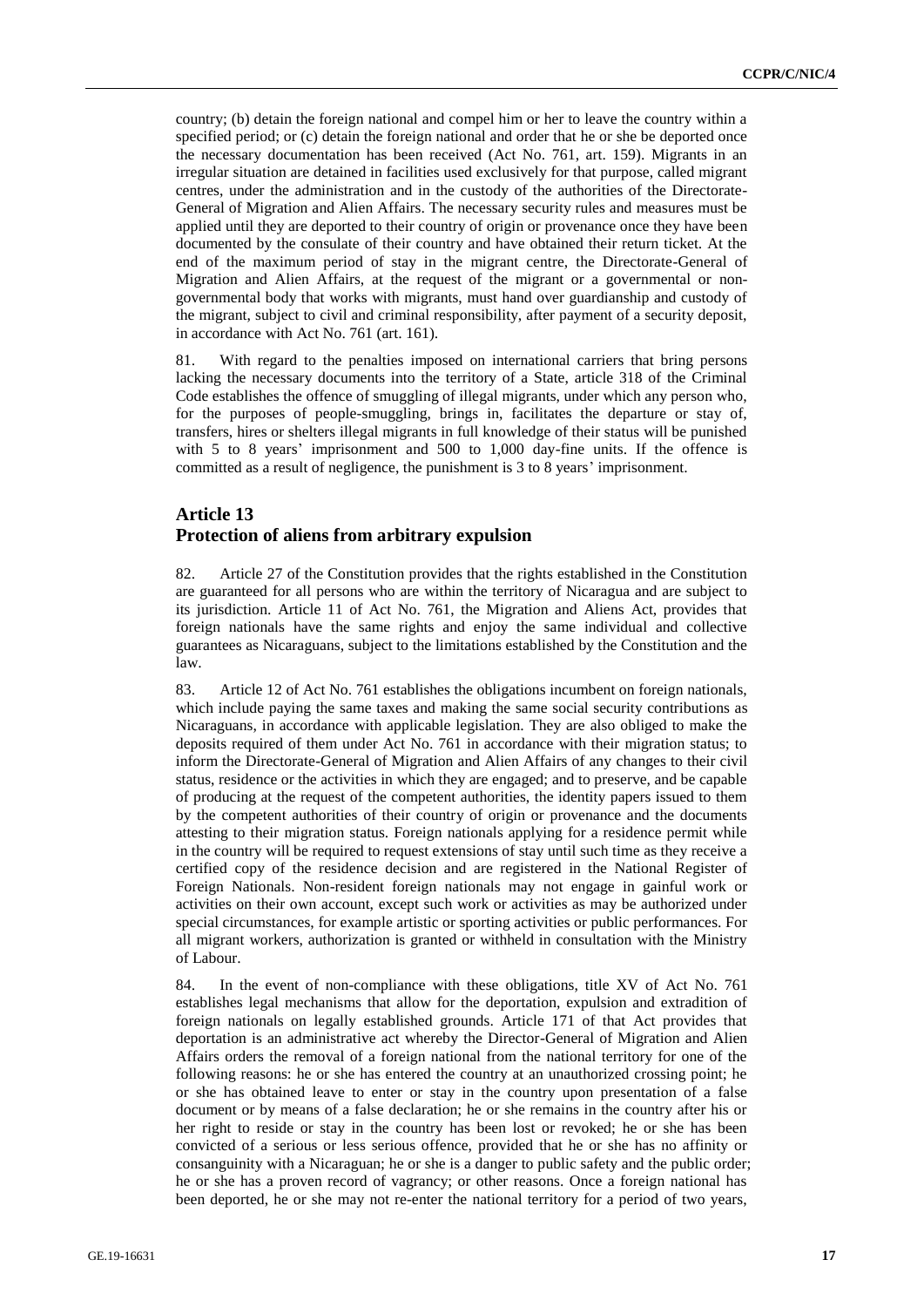country; (b) detain the foreign national and compel him or her to leave the country within a specified period; or (c) detain the foreign national and order that he or she be deported once the necessary documentation has been received (Act No. 761, art. 159). Migrants in an irregular situation are detained in facilities used exclusively for that purpose, called migrant centres, under the administration and in the custody of the authorities of the Directorate-General of Migration and Alien Affairs. The necessary security rules and measures must be applied until they are deported to their country of origin or provenance once they have been documented by the consulate of their country and have obtained their return ticket. At the end of the maximum period of stay in the migrant centre, the Directorate-General of Migration and Alien Affairs, at the request of the migrant or a governmental or non-governmental body that works with migrants, must hand over guardianship and custody of the migrant, subject to civil and criminal responsibility, after payment of a security deposit, in accordance with Act No. 761 (art. 161).

81. With regard to the penalties imposed on international carriers that bring persons lacking the necessary documents into the territory of a State, article 318 of the Criminal Code establishes the offence of smuggling of illegal migrants, under which any person who, for the purposes of people-smuggling, brings in, facilitates the departure or stay of, transfers, hires or shelters illegal migrants in full knowledge of their status will be punished with 5 to 8 years' imprisonment and 500 to 1,000 day-fine units. If the offence is committed as a result of negligence, the punishment is 3 to 8 years' imprisonment.

## Article 13
## Protection of aliens from arbitrary expulsion

82. Article 27 of the Constitution provides that the rights established in the Constitution are guaranteed for all persons who are within the territory of Nicaragua and are subject to its jurisdiction. Article 11 of Act No. 761, the Migration and Aliens Act, provides that foreign nationals have the same rights and enjoy the same individual and collective guarantees as Nicaraguans, subject to the limitations established by the Constitution and the law.

83. Article 12 of Act No. 761 establishes the obligations incumbent on foreign nationals, which include paying the same taxes and making the same social security contributions as Nicaraguans, in accordance with applicable legislation. They are also obliged to make the deposits required of them under Act No. 761 in accordance with their migration status; to inform the Directorate-General of Migration and Alien Affairs of any changes to their civil status, residence or the activities in which they are engaged; and to preserve, and be capable of producing at the request of the competent authorities, the identity papers issued to them by the competent authorities of their country of origin or provenance and the documents attesting to their migration status. Foreign nationals applying for a residence permit while in the country will be required to request extensions of stay until such time as they receive a certified copy of the residence decision and are registered in the National Register of Foreign Nationals. Non-resident foreign nationals may not engage in gainful work or activities on their own account, except such work or activities as may be authorized under special circumstances, for example artistic or sporting activities or public performances. For all migrant workers, authorization is granted or withheld in consultation with the Ministry of Labour.

84. In the event of non-compliance with these obligations, title XV of Act No. 761 establishes legal mechanisms that allow for the deportation, expulsion and extradition of foreign nationals on legally established grounds. Article 171 of that Act provides that deportation is an administrative act whereby the Director-General of Migration and Alien Affairs orders the removal of a foreign national from the national territory for one of the following reasons: he or she has entered the country at an unauthorized crossing point; he or she has obtained leave to enter or stay in the country upon presentation of a false document or by means of a false declaration; he or she remains in the country after his or her right to reside or stay in the country has been lost or revoked; he or she has been convicted of a serious or less serious offence, provided that he or she has no affinity or consanguinity with a Nicaraguan; he or she is a danger to public safety and the public order; he or she has a proven record of vagrancy; or other reasons. Once a foreign national has been deported, he or she may not re-enter the national territory for a period of two years,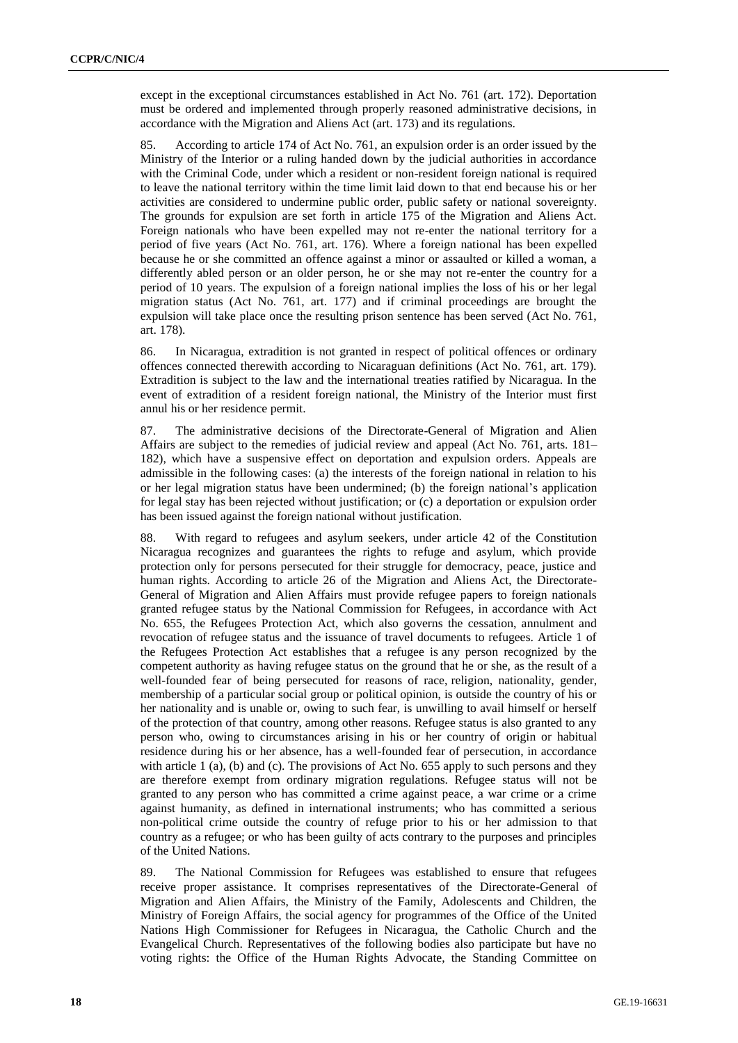except in the exceptional circumstances established in Act No. 761 (art. 172). Deportation must be ordered and implemented through properly reasoned administrative decisions, in accordance with the Migration and Aliens Act (art. 173) and its regulations.

85. According to article 174 of Act No. 761, an expulsion order is an order issued by the Ministry of the Interior or a ruling handed down by the judicial authorities in accordance with the Criminal Code, under which a resident or non-resident foreign national is required to leave the national territory within the time limit laid down to that end because his or her activities are considered to undermine public order, public safety or national sovereignty. The grounds for expulsion are set forth in article 175 of the Migration and Aliens Act. Foreign nationals who have been expelled may not re-enter the national territory for a period of five years (Act No. 761, art. 176). Where a foreign national has been expelled because he or she committed an offence against a minor or assaulted or killed a woman, a differently abled person or an older person, he or she may not re-enter the country for a period of 10 years. The expulsion of a foreign national implies the loss of his or her legal migration status (Act No. 761, art. 177) and if criminal proceedings are brought the expulsion will take place once the resulting prison sentence has been served (Act No. 761, art. 178).

86. In Nicaragua, extradition is not granted in respect of political offences or ordinary offences connected therewith according to Nicaraguan definitions (Act No. 761, art. 179). Extradition is subject to the law and the international treaties ratified by Nicaragua. In the event of extradition of a resident foreign national, the Ministry of the Interior must first annul his or her residence permit.

87. The administrative decisions of the Directorate-General of Migration and Alien Affairs are subject to the remedies of judicial review and appeal (Act No. 761, arts. 181–182), which have a suspensive effect on deportation and expulsion orders. Appeals are admissible in the following cases: (a) the interests of the foreign national in relation to his or her legal migration status have been undermined; (b) the foreign national's application for legal stay has been rejected without justification; or (c) a deportation or expulsion order has been issued against the foreign national without justification.

88. With regard to refugees and asylum seekers, under article 42 of the Constitution Nicaragua recognizes and guarantees the rights to refuge and asylum, which provide protection only for persons persecuted for their struggle for democracy, peace, justice and human rights. According to article 26 of the Migration and Aliens Act, the Directorate-General of Migration and Alien Affairs must provide refugee papers to foreign nationals granted refugee status by the National Commission for Refugees, in accordance with Act No. 655, the Refugees Protection Act, which also governs the cessation, annulment and revocation of refugee status and the issuance of travel documents to refugees. Article 1 of the Refugees Protection Act establishes that a refugee is any person recognized by the competent authority as having refugee status on the ground that he or she, as the result of a well-founded fear of being persecuted for reasons of race, religion, nationality, gender, membership of a particular social group or political opinion, is outside the country of his or her nationality and is unable or, owing to such fear, is unwilling to avail himself or herself of the protection of that country, among other reasons. Refugee status is also granted to any person who, owing to circumstances arising in his or her country of origin or habitual residence during his or her absence, has a well-founded fear of persecution, in accordance with article 1 (a), (b) and (c). The provisions of Act No. 655 apply to such persons and they are therefore exempt from ordinary migration regulations. Refugee status will not be granted to any person who has committed a crime against peace, a war crime or a crime against humanity, as defined in international instruments; who has committed a serious non-political crime outside the country of refuge prior to his or her admission to that country as a refugee; or who has been guilty of acts contrary to the purposes and principles of the United Nations.

89. The National Commission for Refugees was established to ensure that refugees receive proper assistance. It comprises representatives of the Directorate-General of Migration and Alien Affairs, the Ministry of the Family, Adolescents and Children, the Ministry of Foreign Affairs, the social agency for programmes of the Office of the United Nations High Commissioner for Refugees in Nicaragua, the Catholic Church and the Evangelical Church. Representatives of the following bodies also participate but have no voting rights: the Office of the Human Rights Advocate, the Standing Committee on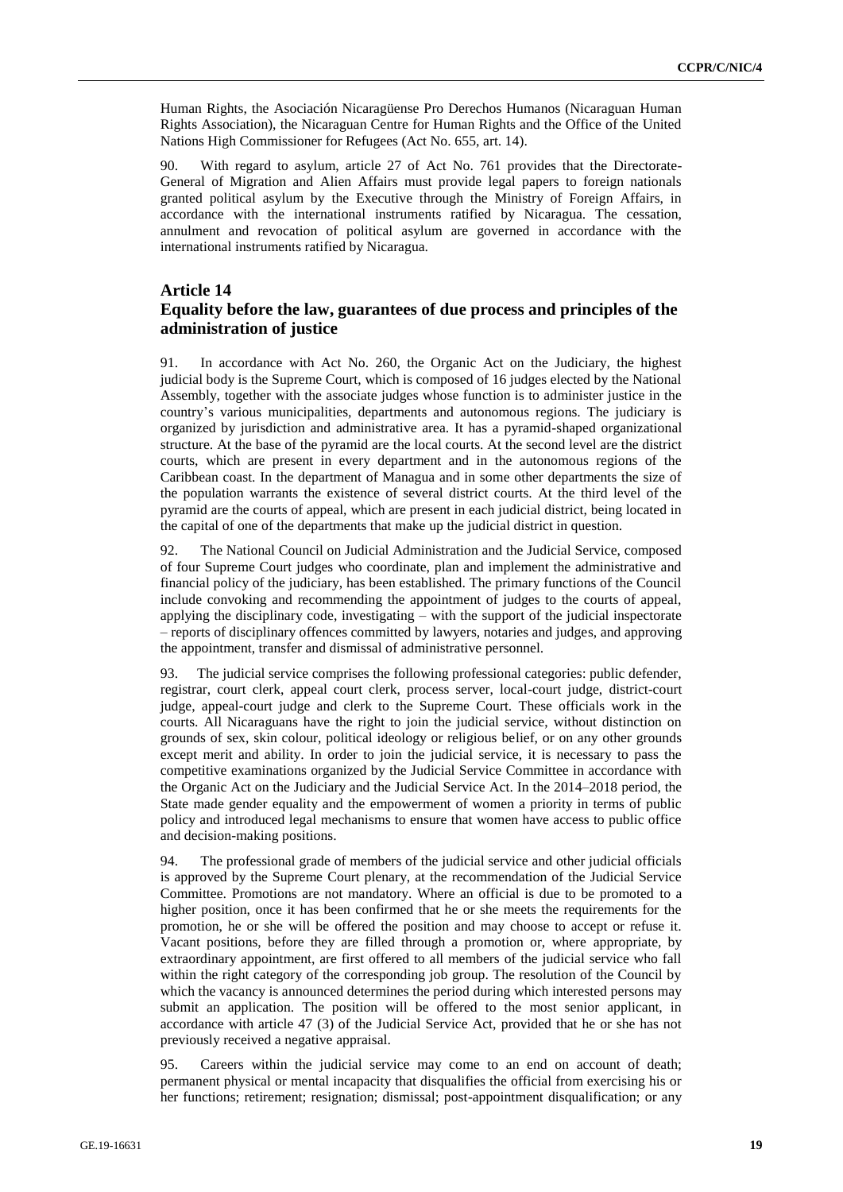Human Rights, the Asociación Nicaragüense Pro Derechos Humanos (Nicaraguan Human Rights Association), the Nicaraguan Centre for Human Rights and the Office of the United Nations High Commissioner for Refugees (Act No. 655, art. 14).

90. With regard to asylum, article 27 of Act No. 761 provides that the Directorate-General of Migration and Alien Affairs must provide legal papers to foreign nationals granted political asylum by the Executive through the Ministry of Foreign Affairs, in accordance with the international instruments ratified by Nicaragua. The cessation, annulment and revocation of political asylum are governed in accordance with the international instruments ratified by Nicaragua.

## Article 14
## Equality before the law, guarantees of due process and principles of the administration of justice

91. In accordance with Act No. 260, the Organic Act on the Judiciary, the highest judicial body is the Supreme Court, which is composed of 16 judges elected by the National Assembly, together with the associate judges whose function is to administer justice in the country's various municipalities, departments and autonomous regions. The judiciary is organized by jurisdiction and administrative area. It has a pyramid-shaped organizational structure. At the base of the pyramid are the local courts. At the second level are the district courts, which are present in every department and in the autonomous regions of the Caribbean coast. In the department of Managua and in some other departments the size of the population warrants the existence of several district courts. At the third level of the pyramid are the courts of appeal, which are present in each judicial district, being located in the capital of one of the departments that make up the judicial district in question.

92. The National Council on Judicial Administration and the Judicial Service, composed of four Supreme Court judges who coordinate, plan and implement the administrative and financial policy of the judiciary, has been established. The primary functions of the Council include convoking and recommending the appointment of judges to the courts of appeal, applying the disciplinary code, investigating – with the support of the judicial inspectorate – reports of disciplinary offences committed by lawyers, notaries and judges, and approving the appointment, transfer and dismissal of administrative personnel.

93. The judicial service comprises the following professional categories: public defender, registrar, court clerk, appeal court clerk, process server, local-court judge, district-court judge, appeal-court judge and clerk to the Supreme Court. These officials work in the courts. All Nicaraguans have the right to join the judicial service, without distinction on grounds of sex, skin colour, political ideology or religious belief, or on any other grounds except merit and ability. In order to join the judicial service, it is necessary to pass the competitive examinations organized by the Judicial Service Committee in accordance with the Organic Act on the Judiciary and the Judicial Service Act. In the 2014–2018 period, the State made gender equality and the empowerment of women a priority in terms of public policy and introduced legal mechanisms to ensure that women have access to public office and decision-making positions.

94. The professional grade of members of the judicial service and other judicial officials is approved by the Supreme Court plenary, at the recommendation of the Judicial Service Committee. Promotions are not mandatory. Where an official is due to be promoted to a higher position, once it has been confirmed that he or she meets the requirements for the promotion, he or she will be offered the position and may choose to accept or refuse it. Vacant positions, before they are filled through a promotion or, where appropriate, by extraordinary appointment, are first offered to all members of the judicial service who fall within the right category of the corresponding job group. The resolution of the Council by which the vacancy is announced determines the period during which interested persons may submit an application. The position will be offered to the most senior applicant, in accordance with article 47 (3) of the Judicial Service Act, provided that he or she has not previously received a negative appraisal.

95. Careers within the judicial service may come to an end on account of death; permanent physical or mental incapacity that disqualifies the official from exercising his or her functions; retirement; resignation; dismissal; post-appointment disqualification; or any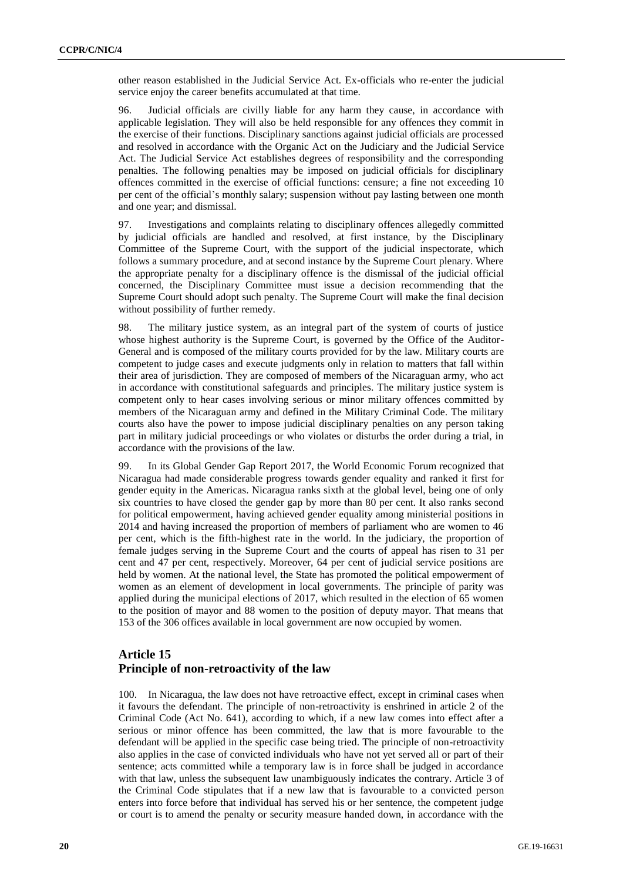other reason established in the Judicial Service Act. Ex-officials who re-enter the judicial service enjoy the career benefits accumulated at that time.

96. Judicial officials are civilly liable for any harm they cause, in accordance with applicable legislation. They will also be held responsible for any offences they commit in the exercise of their functions. Disciplinary sanctions against judicial officials are processed and resolved in accordance with the Organic Act on the Judiciary and the Judicial Service Act. The Judicial Service Act establishes degrees of responsibility and the corresponding penalties. The following penalties may be imposed on judicial officials for disciplinary offences committed in the exercise of official functions: censure; a fine not exceeding 10 per cent of the official's monthly salary; suspension without pay lasting between one month and one year; and dismissal.

97. Investigations and complaints relating to disciplinary offences allegedly committed by judicial officials are handled and resolved, at first instance, by the Disciplinary Committee of the Supreme Court, with the support of the judicial inspectorate, which follows a summary procedure, and at second instance by the Supreme Court plenary. Where the appropriate penalty for a disciplinary offence is the dismissal of the judicial official concerned, the Disciplinary Committee must issue a decision recommending that the Supreme Court should adopt such penalty. The Supreme Court will make the final decision without possibility of further remedy.

98. The military justice system, as an integral part of the system of courts of justice whose highest authority is the Supreme Court, is governed by the Office of the Auditor-General and is composed of the military courts provided for by the law. Military courts are competent to judge cases and execute judgments only in relation to matters that fall within their area of jurisdiction. They are composed of members of the Nicaraguan army, who act in accordance with constitutional safeguards and principles. The military justice system is competent only to hear cases involving serious or minor military offences committed by members of the Nicaraguan army and defined in the Military Criminal Code. The military courts also have the power to impose judicial disciplinary penalties on any person taking part in military judicial proceedings or who violates or disturbs the order during a trial, in accordance with the provisions of the law.

99. In its Global Gender Gap Report 2017, the World Economic Forum recognized that Nicaragua had made considerable progress towards gender equality and ranked it first for gender equity in the Americas. Nicaragua ranks sixth at the global level, being one of only six countries to have closed the gender gap by more than 80 per cent. It also ranks second for political empowerment, having achieved gender equality among ministerial positions in 2014 and having increased the proportion of members of parliament who are women to 46 per cent, which is the fifth-highest rate in the world. In the judiciary, the proportion of female judges serving in the Supreme Court and the courts of appeal has risen to 31 per cent and 47 per cent, respectively. Moreover, 64 per cent of judicial service positions are held by women. At the national level, the State has promoted the political empowerment of women as an element of development in local governments. The principle of parity was applied during the municipal elections of 2017, which resulted in the election of 65 women to the position of mayor and 88 women to the position of deputy mayor. That means that 153 of the 306 offices available in local government are now occupied by women.

## Article 15
## Principle of non-retroactivity of the law

100. In Nicaragua, the law does not have retroactive effect, except in criminal cases when it favours the defendant. The principle of non-retroactivity is enshrined in article 2 of the Criminal Code (Act No. 641), according to which, if a new law comes into effect after a serious or minor offence has been committed, the law that is more favourable to the defendant will be applied in the specific case being tried. The principle of non-retroactivity also applies in the case of convicted individuals who have not yet served all or part of their sentence; acts committed while a temporary law is in force shall be judged in accordance with that law, unless the subsequent law unambiguously indicates the contrary. Article 3 of the Criminal Code stipulates that if a new law that is favourable to a convicted person enters into force before that individual has served his or her sentence, the competent judge or court is to amend the penalty or security measure handed down, in accordance with the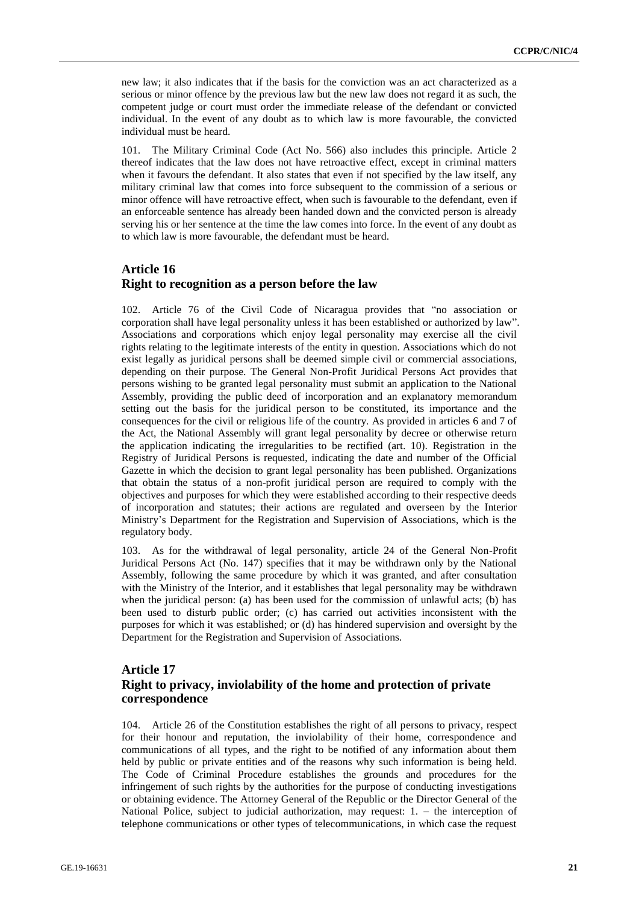new law; it also indicates that if the basis for the conviction was an act characterized as a serious or minor offence by the previous law but the new law does not regard it as such, the competent judge or court must order the immediate release of the defendant or convicted individual. In the event of any doubt as to which law is more favourable, the convicted individual must be heard.

101. The Military Criminal Code (Act No. 566) also includes this principle. Article 2 thereof indicates that the law does not have retroactive effect, except in criminal matters when it favours the defendant. It also states that even if not specified by the law itself, any military criminal law that comes into force subsequent to the commission of a serious or minor offence will have retroactive effect, when such is favourable to the defendant, even if an enforceable sentence has already been handed down and the convicted person is already serving his or her sentence at the time the law comes into force. In the event of any doubt as to which law is more favourable, the defendant must be heard.

## Article 16
## Right to recognition as a person before the law

102. Article 76 of the Civil Code of Nicaragua provides that "no association or corporation shall have legal personality unless it has been established or authorized by law". Associations and corporations which enjoy legal personality may exercise all the civil rights relating to the legitimate interests of the entity in question. Associations which do not exist legally as juridical persons shall be deemed simple civil or commercial associations, depending on their purpose. The General Non-Profit Juridical Persons Act provides that persons wishing to be granted legal personality must submit an application to the National Assembly, providing the public deed of incorporation and an explanatory memorandum setting out the basis for the juridical person to be constituted, its importance and the consequences for the civil or religious life of the country. As provided in articles 6 and 7 of the Act, the National Assembly will grant legal personality by decree or otherwise return the application indicating the irregularities to be rectified (art. 10). Registration in the Registry of Juridical Persons is requested, indicating the date and number of the Official Gazette in which the decision to grant legal personality has been published. Organizations that obtain the status of a non-profit juridical person are required to comply with the objectives and purposes for which they were established according to their respective deeds of incorporation and statutes; their actions are regulated and overseen by the Interior Ministry's Department for the Registration and Supervision of Associations, which is the regulatory body.

103. As for the withdrawal of legal personality, article 24 of the General Non-Profit Juridical Persons Act (No. 147) specifies that it may be withdrawn only by the National Assembly, following the same procedure by which it was granted, and after consultation with the Ministry of the Interior, and it establishes that legal personality may be withdrawn when the juridical person: (a) has been used for the commission of unlawful acts; (b) has been used to disturb public order; (c) has carried out activities inconsistent with the purposes for which it was established; or (d) has hindered supervision and oversight by the Department for the Registration and Supervision of Associations.

## Article 17
## Right to privacy, inviolability of the home and protection of private correspondence

104. Article 26 of the Constitution establishes the right of all persons to privacy, respect for their honour and reputation, the inviolability of their home, correspondence and communications of all types, and the right to be notified of any information about them held by public or private entities and of the reasons why such information is being held. The Code of Criminal Procedure establishes the grounds and procedures for the infringement of such rights by the authorities for the purpose of conducting investigations or obtaining evidence. The Attorney General of the Republic or the Director General of the National Police, subject to judicial authorization, may request: 1. – the interception of telephone communications or other types of telecommunications, in which case the request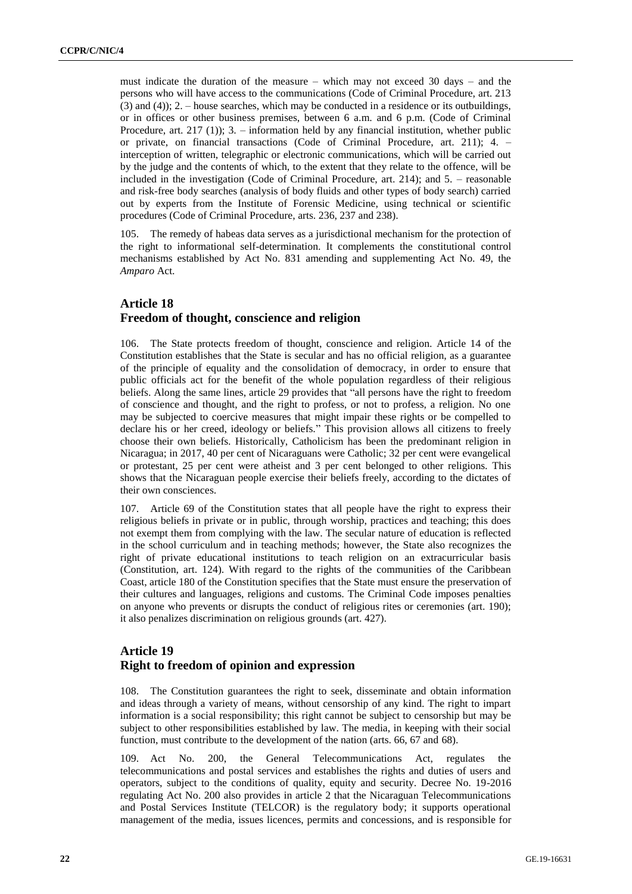must indicate the duration of the measure – which may not exceed 30 days – and the persons who will have access to the communications (Code of Criminal Procedure, art. 213 (3) and (4)); 2. – house searches, which may be conducted in a residence or its outbuildings, or in offices or other business premises, between 6 a.m. and 6 p.m. (Code of Criminal Procedure, art. 217 (1)); 3. – information held by any financial institution, whether public or private, on financial transactions (Code of Criminal Procedure, art. 211); 4. – interception of written, telegraphic or electronic communications, which will be carried out by the judge and the contents of which, to the extent that they relate to the offence, will be included in the investigation (Code of Criminal Procedure, art. 214); and 5. – reasonable and risk-free body searches (analysis of body fluids and other types of body search) carried out by experts from the Institute of Forensic Medicine, using technical or scientific procedures (Code of Criminal Procedure, arts. 236, 237 and 238).

105. The remedy of habeas data serves as a jurisdictional mechanism for the protection of the right to informational self-determination. It complements the constitutional control mechanisms established by Act No. 831 amending and supplementing Act No. 49, the *Amparo* Act.

## Article 18
## Freedom of thought, conscience and religion

106. The State protects freedom of thought, conscience and religion. Article 14 of the Constitution establishes that the State is secular and has no official religion, as a guarantee of the principle of equality and the consolidation of democracy, in order to ensure that public officials act for the benefit of the whole population regardless of their religious beliefs. Along the same lines, article 29 provides that "all persons have the right to freedom of conscience and thought, and the right to profess, or not to profess, a religion. No one may be subjected to coercive measures that might impair these rights or be compelled to declare his or her creed, ideology or beliefs." This provision allows all citizens to freely choose their own beliefs. Historically, Catholicism has been the predominant religion in Nicaragua; in 2017, 40 per cent of Nicaraguans were Catholic; 32 per cent were evangelical or protestant, 25 per cent were atheist and 3 per cent belonged to other religions. This shows that the Nicaraguan people exercise their beliefs freely, according to the dictates of their own consciences.

107. Article 69 of the Constitution states that all people have the right to express their religious beliefs in private or in public, through worship, practices and teaching; this does not exempt them from complying with the law. The secular nature of education is reflected in the school curriculum and in teaching methods; however, the State also recognizes the right of private educational institutions to teach religion on an extracurricular basis (Constitution, art. 124). With regard to the rights of the communities of the Caribbean Coast, article 180 of the Constitution specifies that the State must ensure the preservation of their cultures and languages, religions and customs. The Criminal Code imposes penalties on anyone who prevents or disrupts the conduct of religious rites or ceremonies (art. 190); it also penalizes discrimination on religious grounds (art. 427).

## Article 19
## Right to freedom of opinion and expression

108. The Constitution guarantees the right to seek, disseminate and obtain information and ideas through a variety of means, without censorship of any kind. The right to impart information is a social responsibility; this right cannot be subject to censorship but may be subject to other responsibilities established by law. The media, in keeping with their social function, must contribute to the development of the nation (arts. 66, 67 and 68).

109. Act No. 200, the General Telecommunications Act, regulates the telecommunications and postal services and establishes the rights and duties of users and operators, subject to the conditions of quality, equity and security. Decree No. 19-2016 regulating Act No. 200 also provides in article 2 that the Nicaraguan Telecommunications and Postal Services Institute (TELCOR) is the regulatory body; it supports operational management of the media, issues licences, permits and concessions, and is responsible for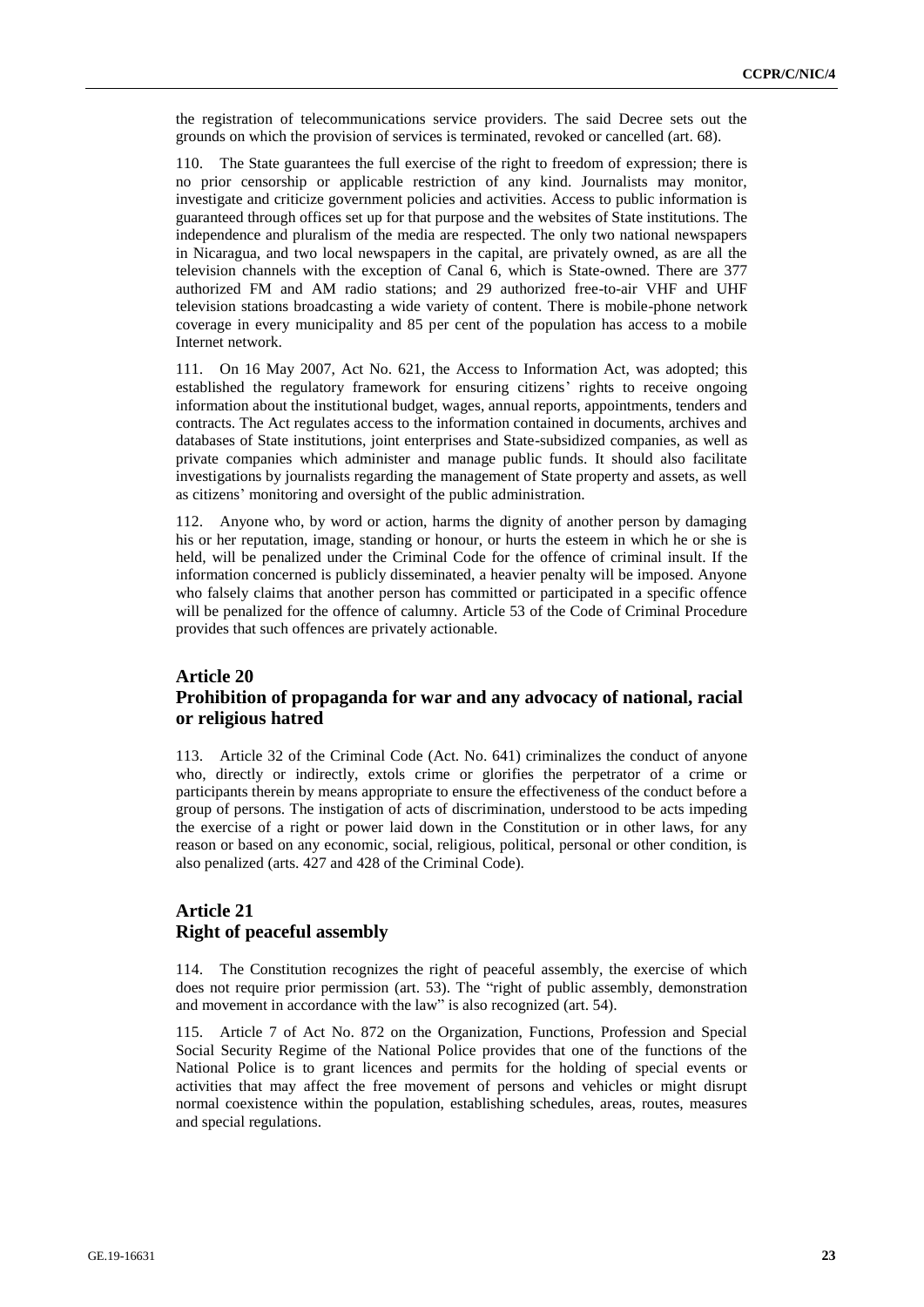the registration of telecommunications service providers. The said Decree sets out the grounds on which the provision of services is terminated, revoked or cancelled (art. 68).

110. The State guarantees the full exercise of the right to freedom of expression; there is no prior censorship or applicable restriction of any kind. Journalists may monitor, investigate and criticize government policies and activities. Access to public information is guaranteed through offices set up for that purpose and the websites of State institutions. The independence and pluralism of the media are respected. The only two national newspapers in Nicaragua, and two local newspapers in the capital, are privately owned, as are all the television channels with the exception of Canal 6, which is State-owned. There are 377 authorized FM and AM radio stations; and 29 authorized free-to-air VHF and UHF television stations broadcasting a wide variety of content. There is mobile-phone network coverage in every municipality and 85 per cent of the population has access to a mobile Internet network.

111. On 16 May 2007, Act No. 621, the Access to Information Act, was adopted; this established the regulatory framework for ensuring citizens' rights to receive ongoing information about the institutional budget, wages, annual reports, appointments, tenders and contracts. The Act regulates access to the information contained in documents, archives and databases of State institutions, joint enterprises and State-subsidized companies, as well as private companies which administer and manage public funds. It should also facilitate investigations by journalists regarding the management of State property and assets, as well as citizens' monitoring and oversight of the public administration.

112. Anyone who, by word or action, harms the dignity of another person by damaging his or her reputation, image, standing or honour, or hurts the esteem in which he or she is held, will be penalized under the Criminal Code for the offence of criminal insult. If the information concerned is publicly disseminated, a heavier penalty will be imposed. Anyone who falsely claims that another person has committed or participated in a specific offence will be penalized for the offence of calumny. Article 53 of the Code of Criminal Procedure provides that such offences are privately actionable.

## Article 20
## Prohibition of propaganda for war and any advocacy of national, racial or religious hatred

113. Article 32 of the Criminal Code (Act. No. 641) criminalizes the conduct of anyone who, directly or indirectly, extols crime or glorifies the perpetrator of a crime or participants therein by means appropriate to ensure the effectiveness of the conduct before a group of persons. The instigation of acts of discrimination, understood to be acts impeding the exercise of a right or power laid down in the Constitution or in other laws, for any reason or based on any economic, social, religious, political, personal or other condition, is also penalized (arts. 427 and 428 of the Criminal Code).

## Article 21
## Right of peaceful assembly

114. The Constitution recognizes the right of peaceful assembly, the exercise of which does not require prior permission (art. 53). The "right of public assembly, demonstration and movement in accordance with the law" is also recognized (art. 54).

115. Article 7 of Act No. 872 on the Organization, Functions, Profession and Special Social Security Regime of the National Police provides that one of the functions of the National Police is to grant licences and permits for the holding of special events or activities that may affect the free movement of persons and vehicles or might disrupt normal coexistence within the population, establishing schedules, areas, routes, measures and special regulations.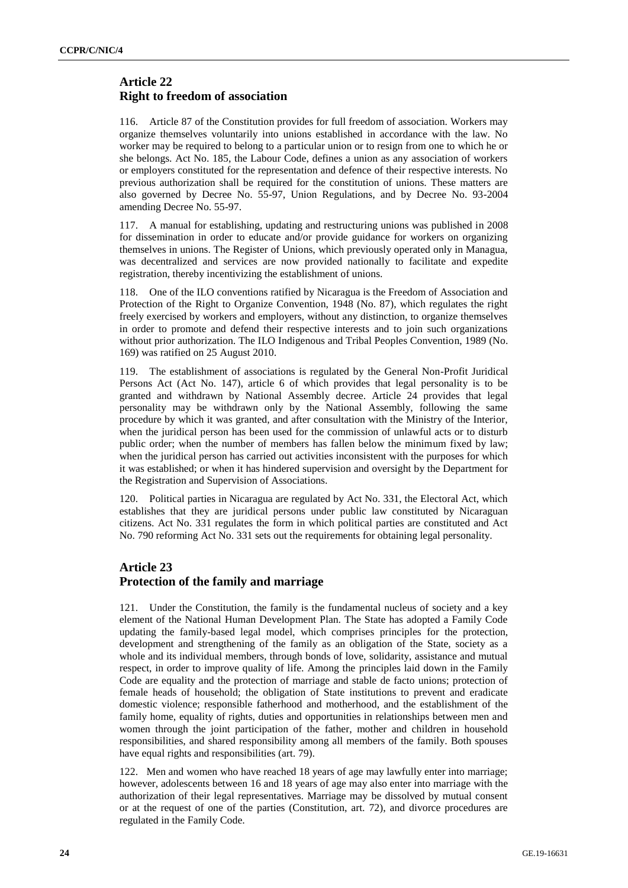## Article 22
## Right to freedom of association

116. Article 87 of the Constitution provides for full freedom of association. Workers may organize themselves voluntarily into unions established in accordance with the law. No worker may be required to belong to a particular union or to resign from one to which he or she belongs. Act No. 185, the Labour Code, defines a union as any association of workers or employers constituted for the representation and defence of their respective interests. No previous authorization shall be required for the constitution of unions. These matters are also governed by Decree No. 55-97, Union Regulations, and by Decree No. 93-2004 amending Decree No. 55-97.

117. A manual for establishing, updating and restructuring unions was published in 2008 for dissemination in order to educate and/or provide guidance for workers on organizing themselves in unions. The Register of Unions, which previously operated only in Managua, was decentralized and services are now provided nationally to facilitate and expedite registration, thereby incentivizing the establishment of unions.

118. One of the ILO conventions ratified by Nicaragua is the Freedom of Association and Protection of the Right to Organize Convention, 1948 (No. 87), which regulates the right freely exercised by workers and employers, without any distinction, to organize themselves in order to promote and defend their respective interests and to join such organizations without prior authorization. The ILO Indigenous and Tribal Peoples Convention, 1989 (No. 169) was ratified on 25 August 2010.

119. The establishment of associations is regulated by the General Non-Profit Juridical Persons Act (Act No. 147), article 6 of which provides that legal personality is to be granted and withdrawn by National Assembly decree. Article 24 provides that legal personality may be withdrawn only by the National Assembly, following the same procedure by which it was granted, and after consultation with the Ministry of the Interior, when the juridical person has been used for the commission of unlawful acts or to disturb public order; when the number of members has fallen below the minimum fixed by law; when the juridical person has carried out activities inconsistent with the purposes for which it was established; or when it has hindered supervision and oversight by the Department for the Registration and Supervision of Associations.

120. Political parties in Nicaragua are regulated by Act No. 331, the Electoral Act, which establishes that they are juridical persons under public law constituted by Nicaraguan citizens. Act No. 331 regulates the form in which political parties are constituted and Act No. 790 reforming Act No. 331 sets out the requirements for obtaining legal personality.

## Article 23
## Protection of the family and marriage

121. Under the Constitution, the family is the fundamental nucleus of society and a key element of the National Human Development Plan. The State has adopted a Family Code updating the family-based legal model, which comprises principles for the protection, development and strengthening of the family as an obligation of the State, society as a whole and its individual members, through bonds of love, solidarity, assistance and mutual respect, in order to improve quality of life. Among the principles laid down in the Family Code are equality and the protection of marriage and stable de facto unions; protection of female heads of household; the obligation of State institutions to prevent and eradicate domestic violence; responsible fatherhood and motherhood, and the establishment of the family home, equality of rights, duties and opportunities in relationships between men and women through the joint participation of the father, mother and children in household responsibilities, and shared responsibility among all members of the family. Both spouses have equal rights and responsibilities (art. 79).

122. Men and women who have reached 18 years of age may lawfully enter into marriage; however, adolescents between 16 and 18 years of age may also enter into marriage with the authorization of their legal representatives. Marriage may be dissolved by mutual consent or at the request of one of the parties (Constitution, art. 72), and divorce procedures are regulated in the Family Code.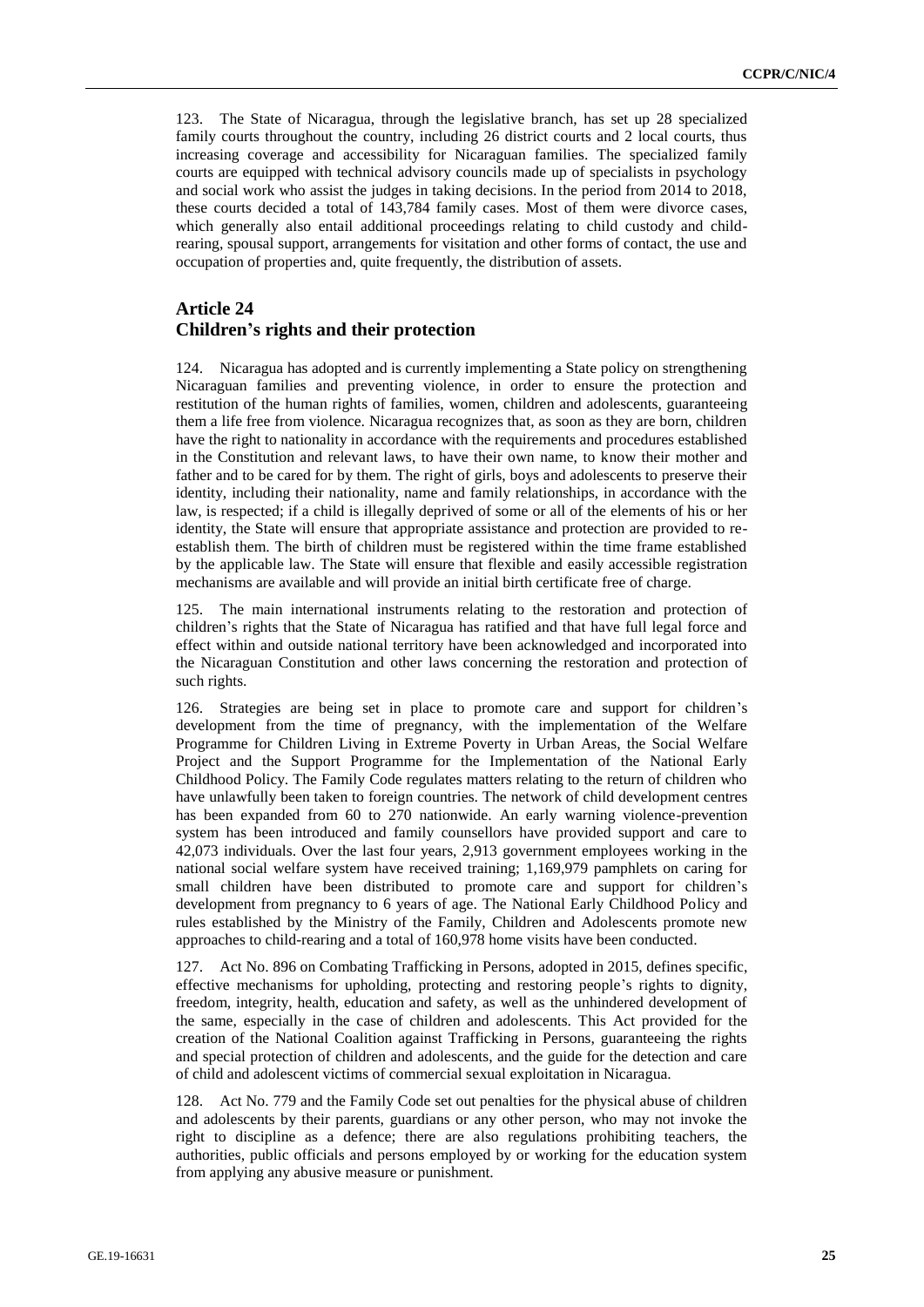123. The State of Nicaragua, through the legislative branch, has set up 28 specialized family courts throughout the country, including 26 district courts and 2 local courts, thus increasing coverage and accessibility for Nicaraguan families. The specialized family courts are equipped with technical advisory councils made up of specialists in psychology and social work who assist the judges in taking decisions. In the period from 2014 to 2018, these courts decided a total of 143,784 family cases. Most of them were divorce cases, which generally also entail additional proceedings relating to child custody and child-rearing, spousal support, arrangements for visitation and other forms of contact, the use and occupation of properties and, quite frequently, the distribution of assets.

## Article 24
## Children's rights and their protection

124. Nicaragua has adopted and is currently implementing a State policy on strengthening Nicaraguan families and preventing violence, in order to ensure the protection and restitution of the human rights of families, women, children and adolescents, guaranteeing them a life free from violence. Nicaragua recognizes that, as soon as they are born, children have the right to nationality in accordance with the requirements and procedures established in the Constitution and relevant laws, to have their own name, to know their mother and father and to be cared for by them. The right of girls, boys and adolescents to preserve their identity, including their nationality, name and family relationships, in accordance with the law, is respected; if a child is illegally deprived of some or all of the elements of his or her identity, the State will ensure that appropriate assistance and protection are provided to re-establish them. The birth of children must be registered within the time frame established by the applicable law. The State will ensure that flexible and easily accessible registration mechanisms are available and will provide an initial birth certificate free of charge.

125. The main international instruments relating to the restoration and protection of children's rights that the State of Nicaragua has ratified and that have full legal force and effect within and outside national territory have been acknowledged and incorporated into the Nicaraguan Constitution and other laws concerning the restoration and protection of such rights.

126. Strategies are being set in place to promote care and support for children's development from the time of pregnancy, with the implementation of the Welfare Programme for Children Living in Extreme Poverty in Urban Areas, the Social Welfare Project and the Support Programme for the Implementation of the National Early Childhood Policy. The Family Code regulates matters relating to the return of children who have unlawfully been taken to foreign countries. The network of child development centres has been expanded from 60 to 270 nationwide. An early warning violence-prevention system has been introduced and family counsellors have provided support and care to 42,073 individuals. Over the last four years, 2,913 government employees working in the national social welfare system have received training; 1,169,979 pamphlets on caring for small children have been distributed to promote care and support for children's development from pregnancy to 6 years of age. The National Early Childhood Policy and rules established by the Ministry of the Family, Children and Adolescents promote new approaches to child-rearing and a total of 160,978 home visits have been conducted.

127. Act No. 896 on Combating Trafficking in Persons, adopted in 2015, defines specific, effective mechanisms for upholding, protecting and restoring people's rights to dignity, freedom, integrity, health, education and safety, as well as the unhindered development of the same, especially in the case of children and adolescents. This Act provided for the creation of the National Coalition against Trafficking in Persons, guaranteeing the rights and special protection of children and adolescents, and the guide for the detection and care of child and adolescent victims of commercial sexual exploitation in Nicaragua.

128. Act No. 779 and the Family Code set out penalties for the physical abuse of children and adolescents by their parents, guardians or any other person, who may not invoke the right to discipline as a defence; there are also regulations prohibiting teachers, the authorities, public officials and persons employed by or working for the education system from applying any abusive measure or punishment.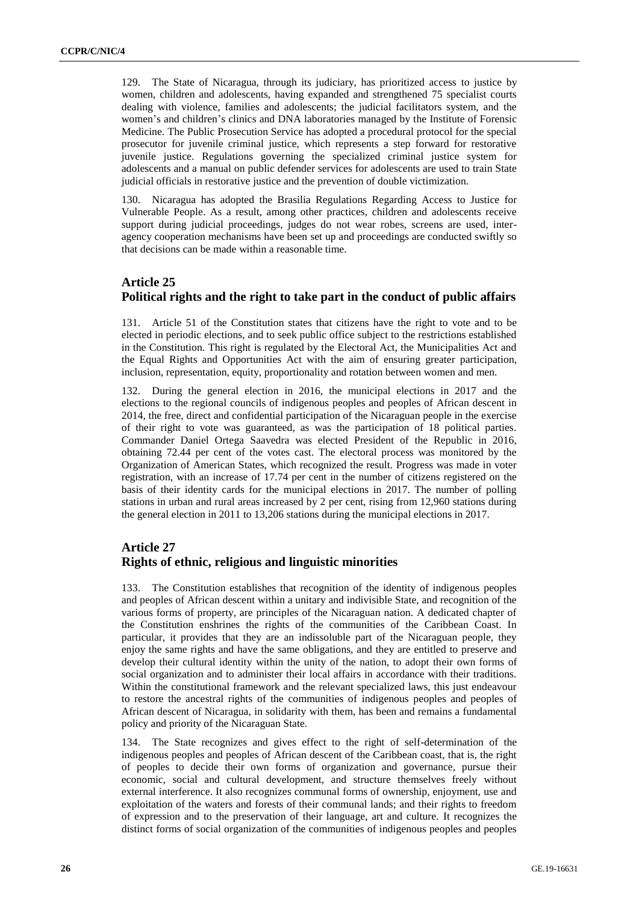129. The State of Nicaragua, through its judiciary, has prioritized access to justice by women, children and adolescents, having expanded and strengthened 75 specialist courts dealing with violence, families and adolescents; the judicial facilitators system, and the women's and children's clinics and DNA laboratories managed by the Institute of Forensic Medicine. The Public Prosecution Service has adopted a procedural protocol for the special prosecutor for juvenile criminal justice, which represents a step forward for restorative juvenile justice. Regulations governing the specialized criminal justice system for adolescents and a manual on public defender services for adolescents are used to train State judicial officials in restorative justice and the prevention of double victimization.

130. Nicaragua has adopted the Brasilia Regulations Regarding Access to Justice for Vulnerable People. As a result, among other practices, children and adolescents receive support during judicial proceedings, judges do not wear robes, screens are used, inter-agency cooperation mechanisms have been set up and proceedings are conducted swiftly so that decisions can be made within a reasonable time.

## Article 25
## Political rights and the right to take part in the conduct of public affairs

131. Article 51 of the Constitution states that citizens have the right to vote and to be elected in periodic elections, and to seek public office subject to the restrictions established in the Constitution. This right is regulated by the Electoral Act, the Municipalities Act and the Equal Rights and Opportunities Act with the aim of ensuring greater participation, inclusion, representation, equity, proportionality and rotation between women and men.

132. During the general election in 2016, the municipal elections in 2017 and the elections to the regional councils of indigenous peoples and peoples of African descent in 2014, the free, direct and confidential participation of the Nicaraguan people in the exercise of their right to vote was guaranteed, as was the participation of 18 political parties. Commander Daniel Ortega Saavedra was elected President of the Republic in 2016, obtaining 72.44 per cent of the votes cast. The electoral process was monitored by the Organization of American States, which recognized the result. Progress was made in voter registration, with an increase of 17.74 per cent in the number of citizens registered on the basis of their identity cards for the municipal elections in 2017. The number of polling stations in urban and rural areas increased by 2 per cent, rising from 12,960 stations during the general election in 2011 to 13,206 stations during the municipal elections in 2017.

## Article 27
## Rights of ethnic, religious and linguistic minorities

133. The Constitution establishes that recognition of the identity of indigenous peoples and peoples of African descent within a unitary and indivisible State, and recognition of the various forms of property, are principles of the Nicaraguan nation. A dedicated chapter of the Constitution enshrines the rights of the communities of the Caribbean Coast. In particular, it provides that they are an indissoluble part of the Nicaraguan people, they enjoy the same rights and have the same obligations, and they are entitled to preserve and develop their cultural identity within the unity of the nation, to adopt their own forms of social organization and to administer their local affairs in accordance with their traditions. Within the constitutional framework and the relevant specialized laws, this just endeavour to restore the ancestral rights of the communities of indigenous peoples and peoples of African descent of Nicaragua, in solidarity with them, has been and remains a fundamental policy and priority of the Nicaraguan State.

134. The State recognizes and gives effect to the right of self-determination of the indigenous peoples and peoples of African descent of the Caribbean coast, that is, the right of peoples to decide their own forms of organization and governance, pursue their economic, social and cultural development, and structure themselves freely without external interference. It also recognizes communal forms of ownership, enjoyment, use and exploitation of the waters and forests of their communal lands; and their rights to freedom of expression and to the preservation of their language, art and culture. It recognizes the distinct forms of social organization of the communities of indigenous peoples and peoples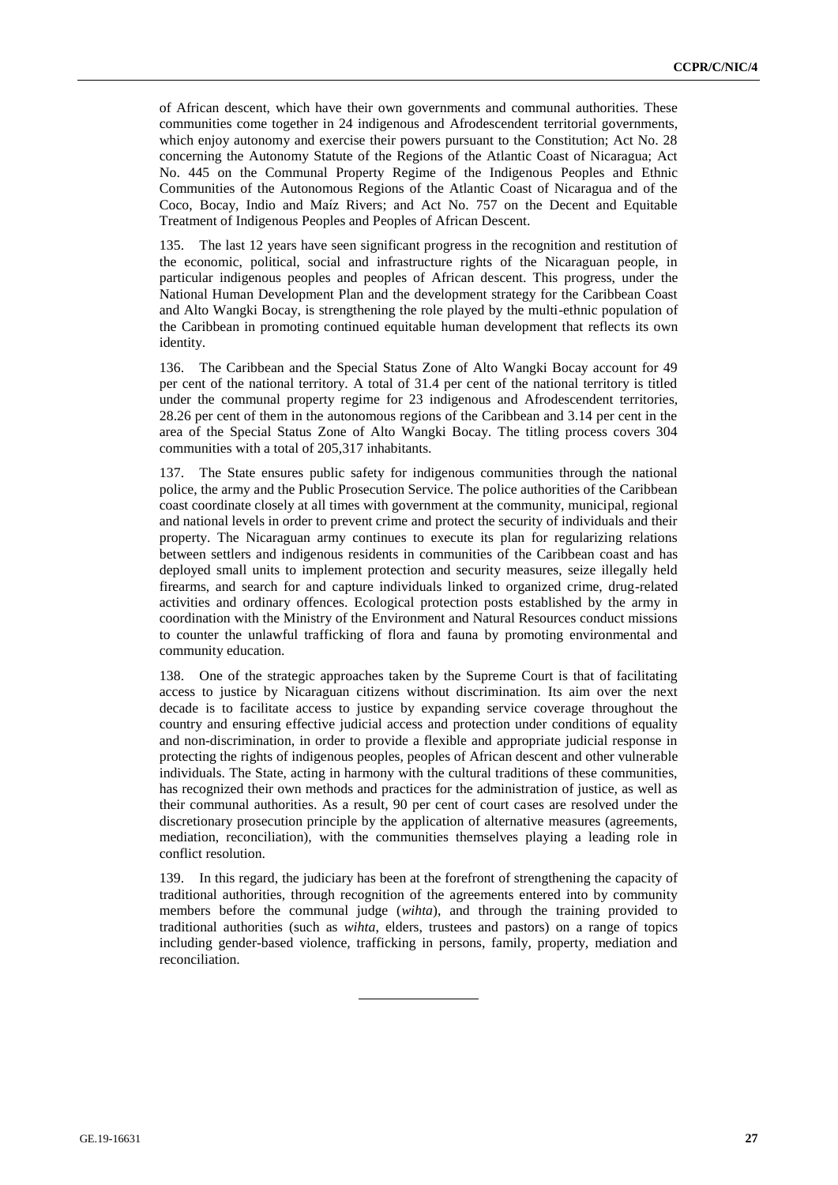of African descent, which have their own governments and communal authorities. These communities come together in 24 indigenous and Afrodescendent territorial governments, which enjoy autonomy and exercise their powers pursuant to the Constitution; Act No. 28 concerning the Autonomy Statute of the Regions of the Atlantic Coast of Nicaragua; Act No. 445 on the Communal Property Regime of the Indigenous Peoples and Ethnic Communities of the Autonomous Regions of the Atlantic Coast of Nicaragua and of the Coco, Bocay, Indio and Maíz Rivers; and Act No. 757 on the Decent and Equitable Treatment of Indigenous Peoples and Peoples of African Descent.

135. The last 12 years have seen significant progress in the recognition and restitution of the economic, political, social and infrastructure rights of the Nicaraguan people, in particular indigenous peoples and peoples of African descent. This progress, under the National Human Development Plan and the development strategy for the Caribbean Coast and Alto Wangki Bocay, is strengthening the role played by the multi-ethnic population of the Caribbean in promoting continued equitable human development that reflects its own identity.

136. The Caribbean and the Special Status Zone of Alto Wangki Bocay account for 49 per cent of the national territory. A total of 31.4 per cent of the national territory is titled under the communal property regime for 23 indigenous and Afrodescendent territories, 28.26 per cent of them in the autonomous regions of the Caribbean and 3.14 per cent in the area of the Special Status Zone of Alto Wangki Bocay. The titling process covers 304 communities with a total of 205,317 inhabitants.

137. The State ensures public safety for indigenous communities through the national police, the army and the Public Prosecution Service. The police authorities of the Caribbean coast coordinate closely at all times with government at the community, municipal, regional and national levels in order to prevent crime and protect the security of individuals and their property. The Nicaraguan army continues to execute its plan for regularizing relations between settlers and indigenous residents in communities of the Caribbean coast and has deployed small units to implement protection and security measures, seize illegally held firearms, and search for and capture individuals linked to organized crime, drug-related activities and ordinary offences. Ecological protection posts established by the army in coordination with the Ministry of the Environment and Natural Resources conduct missions to counter the unlawful trafficking of flora and fauna by promoting environmental and community education.

138. One of the strategic approaches taken by the Supreme Court is that of facilitating access to justice by Nicaraguan citizens without discrimination. Its aim over the next decade is to facilitate access to justice by expanding service coverage throughout the country and ensuring effective judicial access and protection under conditions of equality and non-discrimination, in order to provide a flexible and appropriate judicial response in protecting the rights of indigenous peoples, peoples of African descent and other vulnerable individuals. The State, acting in harmony with the cultural traditions of these communities, has recognized their own methods and practices for the administration of justice, as well as their communal authorities. As a result, 90 per cent of court cases are resolved under the discretionary prosecution principle by the application of alternative measures (agreements, mediation, reconciliation), with the communities themselves playing a leading role in conflict resolution.

139. In this regard, the judiciary has been at the forefront of strengthening the capacity of traditional authorities, through recognition of the agreements entered into by community members before the communal judge (*wihta*), and through the training provided to traditional authorities (such as *wihta*, elders, trustees and pastors) on a range of topics including gender-based violence, trafficking in persons, family, property, mediation and reconciliation.